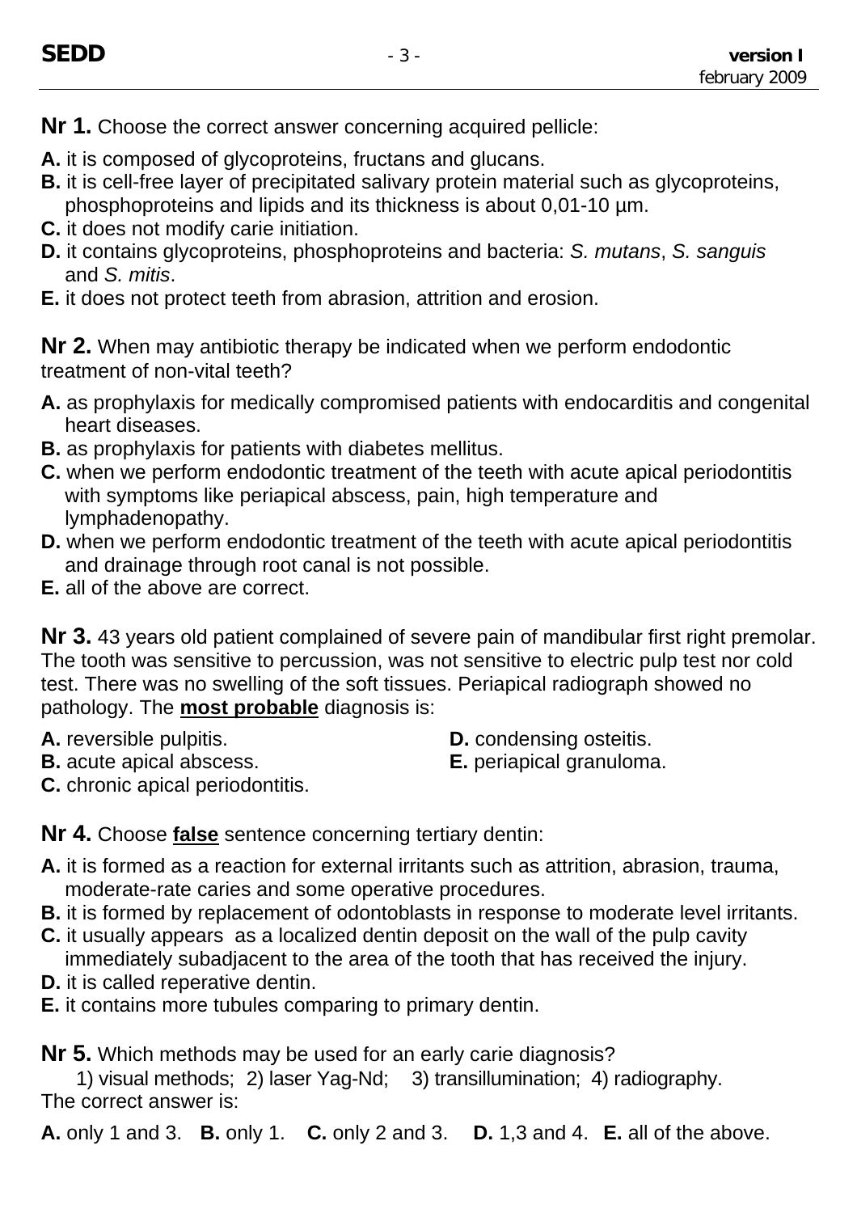**Nr 1.** Choose the correct answer concerning acquired pellicle:

**A.** it is composed of glycoproteins, fructans and glucans.
**B.** it is cell-free layer of precipitated salivary protein material such as glycoproteins, phosphoproteins and lipids and its thickness is about 0,01-10 µm.
**C.** it does not modify carie initiation.
**D.** it contains glycoproteins, phosphoproteins and bacteria: *S. mutans*, *S. sanguis* and *S. mitis*.
**E.** it does not protect teeth from abrasion, attrition and erosion.

**Nr 2.** When may antibiotic therapy be indicated when we perform endodontic treatment of non-vital teeth?

**A.** as prophylaxis for medically compromised patients with endocarditis and congenital heart diseases.
**B.** as prophylaxis for patients with diabetes mellitus.
**C.** when we perform endodontic treatment of the teeth with acute apical periodontitis with symptoms like periapical abscess, pain, high temperature and lymphadenopathy.
**D.** when we perform endodontic treatment of the teeth with acute apical periodontitis and drainage through root canal is not possible.
**E.** all of the above are correct.

**Nr 3.** 43 years old patient complained of severe pain of mandibular first right premolar. The tooth was sensitive to percussion, was not sensitive to electric pulp test nor cold test. There was no swelling of the soft tissues. Periapical radiograph showed no pathology. The **most probable** diagnosis is:

**A.** reversible pulpitis.
**B.** acute apical abscess.
**C.** chronic apical periodontitis.
**D.** condensing osteitis.
**E.** periapical granuloma.

**Nr 4.** Choose **false** sentence concerning tertiary dentin:

**A.** it is formed as a reaction for external irritants such as attrition, abrasion, trauma, moderate-rate caries and some operative procedures.
**B.** it is formed by replacement of odontoblasts in response to moderate level irritants.
**C.** it usually appears as a localized dentin deposit on the wall of the pulp cavity immediately subadjacent to the area of the tooth that has received the injury.
**D.** it is called reperative dentin.
**E.** it contains more tubules comparing to primary dentin.

**Nr 5.** Which methods may be used for an early carie diagnosis?

1) visual methods; 2) laser Yag-Nd; 3) transillumination; 4) radiography.

The correct answer is:

**A.** only 1 and 3. **B.** only 1. **C.** only 2 and 3. **D.** 1,3 and 4. **E.** all of the above.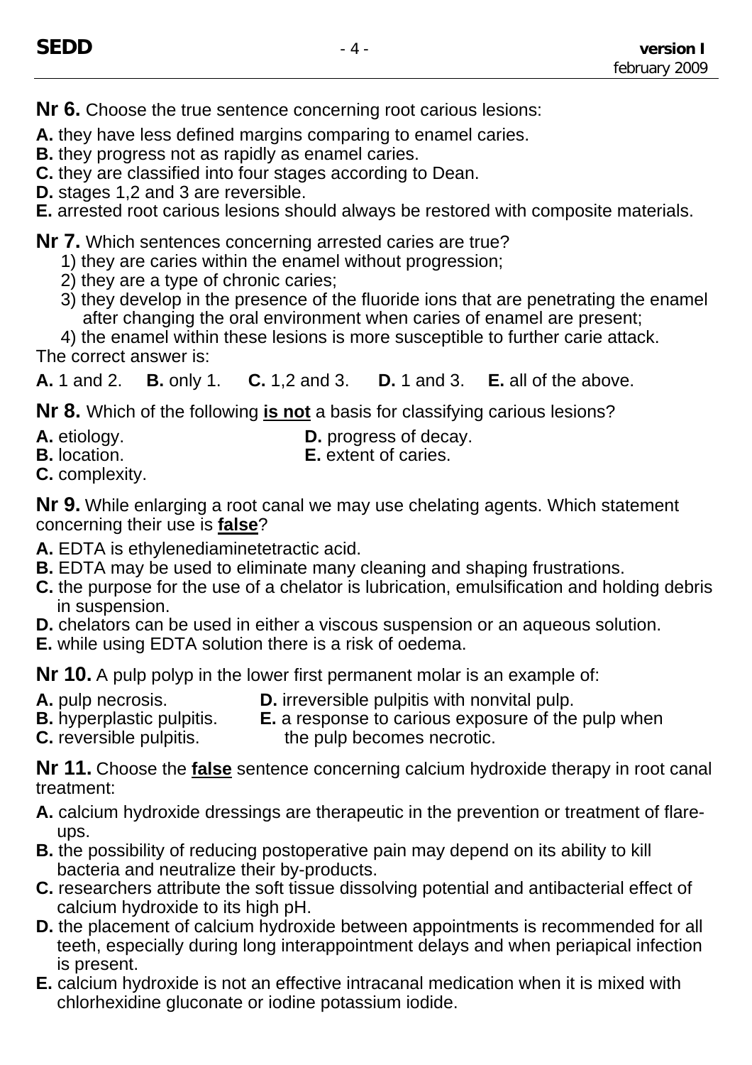**Nr 6.** Choose the true sentence concerning root carious lesions:

**A.** they have less defined margins comparing to enamel caries.
**B.** they progress not as rapidly as enamel caries.
**C.** they are classified into four stages according to Dean.
**D.** stages 1,2 and 3 are reversible.
**E.** arrested root carious lesions should always be restored with composite materials.

**Nr 7.** Which sentences concerning arrested caries are true?

1) they are caries within the enamel without progression;
2) they are a type of chronic caries;
3) they develop in the presence of the fluoride ions that are penetrating the enamel after changing the oral environment when caries of enamel are present;
4) the enamel within these lesions is more susceptible to further carie attack.

The correct answer is:

**A.** 1 and 2. **B.** only 1. **C.** 1,2 and 3. **D.** 1 and 3. **E.** all of the above.

**Nr 8.** Which of the following **is not** a basis for classifying carious lesions?

**A.** etiology.
**B.** location.
**C.** complexity.
**D.** progress of decay.
**E.** extent of caries.

**Nr 9.** While enlarging a root canal we may use chelating agents. Which statement concerning their use is **false**?

**A.** EDTA is ethylenediaminetetractic acid.
**B.** EDTA may be used to eliminate many cleaning and shaping frustrations.
**C.** the purpose for the use of a chelator is lubrication, emulsification and holding debris in suspension.
**D.** chelators can be used in either a viscous suspension or an aqueous solution.
**E.** while using EDTA solution there is a risk of oedema.

**Nr 10.** A pulp polyp in the lower first permanent molar is an example of:

**A.** pulp necrosis.
**B.** hyperplastic pulpitis.
**C.** reversible pulpitis.
**D.** irreversible pulpitis with nonvital pulp.
**E.** a response to carious exposure of the pulp when the pulp becomes necrotic.

**Nr 11.** Choose the **false** sentence concerning calcium hydroxide therapy in root canal treatment:

**A.** calcium hydroxide dressings are therapeutic in the prevention or treatment of flare-ups.
**B.** the possibility of reducing postoperative pain may depend on its ability to kill bacteria and neutralize their by-products.
**C.** researchers attribute the soft tissue dissolving potential and antibacterial effect of calcium hydroxide to its high pH.
**D.** the placement of calcium hydroxide between appointments is recommended for all teeth, especially during long interappointment delays and when periapical infection is present.
**E.** calcium hydroxide is not an effective intracanal medication when it is mixed with chlorhexidine gluconate or iodine potassium iodide.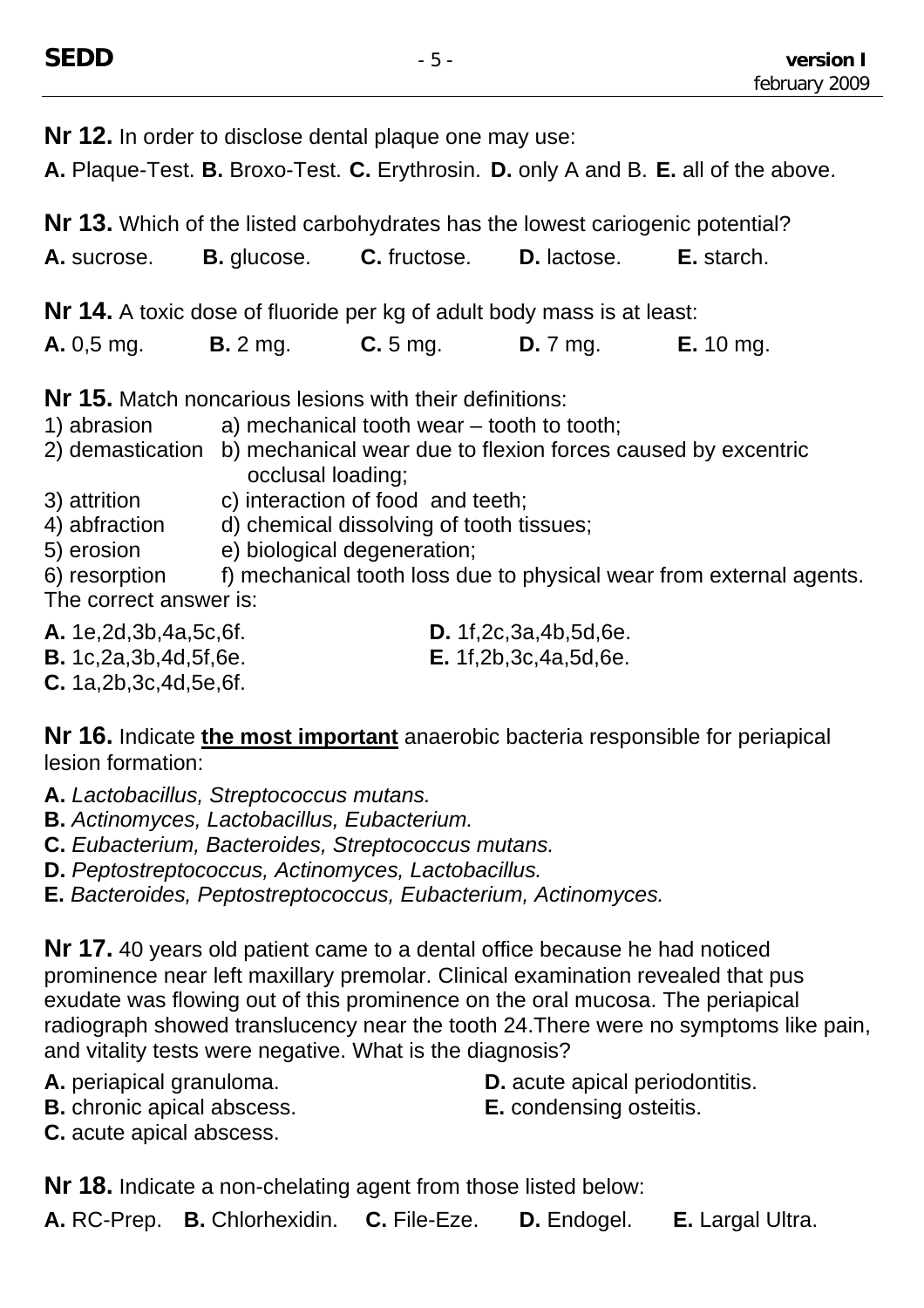**Nr 12.** In order to disclose dental plaque one may use:

**A.** Plaque-Test. **B.** Broxo-Test. **C.** Erythrosin. **D.** only A and B. **E.** all of the above.

**Nr 13.** Which of the listed carbohydrates has the lowest cariogenic potential?

**A.** sucrose. **B.** glucose. **C.** fructose. **D.** lactose. **E.** starch.

**Nr 14.** A toxic dose of fluoride per kg of adult body mass is at least:

**A.** 0,5 mg. **B.** 2 mg. **C.** 5 mg. **D.** 7 mg. **E.** 10 mg.

**Nr 15.** Match noncarious lesions with their definitions:

1) abrasion a) mechanical tooth wear – tooth to tooth;
2) demastication b) mechanical wear due to flexion forces caused by excentric occlusal loading;
3) attrition c) interaction of food and teeth;
4) abfraction d) chemical dissolving of tooth tissues;
5) erosion e) biological degeneration;
6) resorption f) mechanical tooth loss due to physical wear from external agents.

The correct answer is:

**A.** 1e,2d,3b,4a,5c,6f.
**B.** 1c,2a,3b,4d,5f,6e.
**C.** 1a,2b,3c,4d,5e,6f.
**D.** 1f,2c,3a,4b,5d,6e.
**E.** 1f,2b,3c,4a,5d,6e.

**Nr 16.** Indicate **the most important** anaerobic bacteria responsible for periapical lesion formation:

**A.** *Lactobacillus, Streptococcus mutans.*
**B.** *Actinomyces, Lactobacillus, Eubacterium.*
**C.** *Eubacterium, Bacteroides, Streptococcus mutans.*
**D.** *Peptostreptococcus, Actinomyces, Lactobacillus.*
**E.** *Bacteroides, Peptostreptococcus, Eubacterium, Actinomyces.*

**Nr 17.** 40 years old patient came to a dental office because he had noticed prominence near left maxillary premolar. Clinical examination revealed that pus exudate was flowing out of this prominence on the oral mucosa. The periapical radiograph showed translucency near the tooth 24.There were no symptoms like pain, and vitality tests were negative. What is the diagnosis?

**A.** periapical granuloma.
**B.** chronic apical abscess.
**C.** acute apical abscess.
**D.** acute apical periodontitis.
**E.** condensing osteitis.

**Nr 18.** Indicate a non-chelating agent from those listed below:

**A.** RC-Prep. **B.** Chlorhexidin. **C.** File-Eze. **D.** Endogel. **E.** Largal Ultra.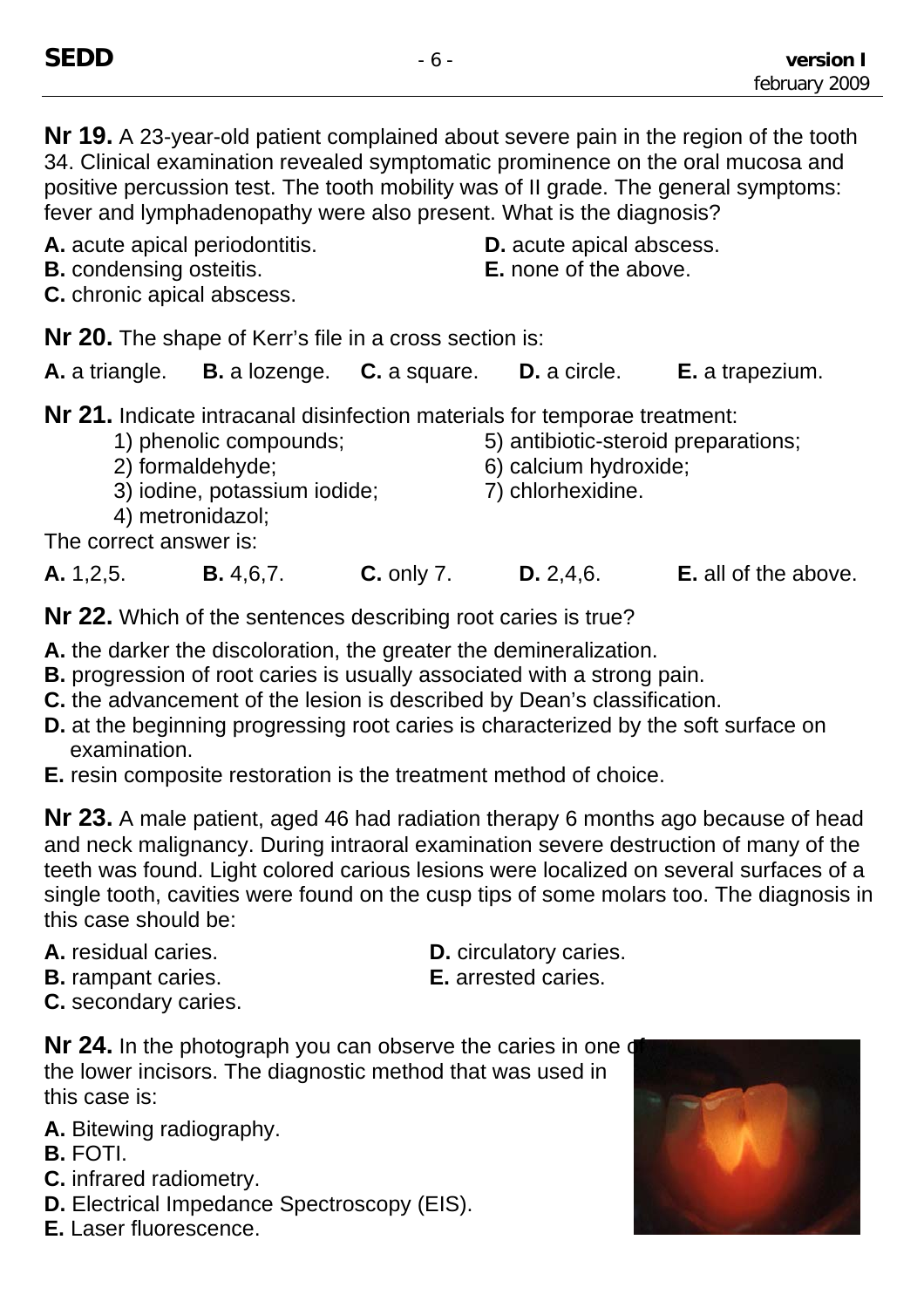**Nr 19.** A 23-year-old patient complained about severe pain in the region of the tooth 34. Clinical examination revealed symptomatic prominence on the oral mucosa and positive percussion test. The tooth mobility was of II grade. The general symptoms: fever and lymphadenopathy were also present. What is the diagnosis?

**A.** acute apical periodontitis.
**B.** condensing osteitis.
**C.** chronic apical abscess.
**D.** acute apical abscess.
**E.** none of the above.

**Nr 20.** The shape of Kerr's file in a cross section is:

**A.** a triangle. **B.** a lozenge. **C.** a square. **D.** a circle. **E.** a trapezium.

**Nr 21.** Indicate intracanal disinfection materials for temporae treatment:

1) phenolic compounds;
2) formaldehyde;
3) iodine, potassium iodide;
4) metronidazol;
5) antibiotic-steroid preparations;
6) calcium hydroxide;
7) chlorhexidine.

The correct answer is:

**A.** 1,2,5. **B.** 4,6,7. **C.** only 7. **D.** 2,4,6. **E.** all of the above.

**Nr 22.** Which of the sentences describing root caries is true?

**A.** the darker the discoloration, the greater the demineralization.
**B.** progression of root caries is usually associated with a strong pain.
**C.** the advancement of the lesion is described by Dean's classification.
**D.** at the beginning progressing root caries is characterized by the soft surface on examination.
**E.** resin composite restoration is the treatment method of choice.

**Nr 23.** A male patient, aged 46 had radiation therapy 6 months ago because of head and neck malignancy. During intraoral examination severe destruction of many of the teeth was found. Light colored carious lesions were localized on several surfaces of a single tooth, cavities were found on the cusp tips of some molars too. The diagnosis in this case should be:

**A.** residual caries.
**B.** rampant caries.
**C.** secondary caries.
**D.** circulatory caries.
**E.** arrested caries.

**Nr 24.** In the photograph you can observe the caries in one of the lower incisors. The diagnostic method that was used in this case is:

**A.** Bitewing radiography.
**B.** FOTI.
**C.** infrared radiometry.
**D.** Electrical Impedance Spectroscopy (EIS).
**E.** Laser fluorescence.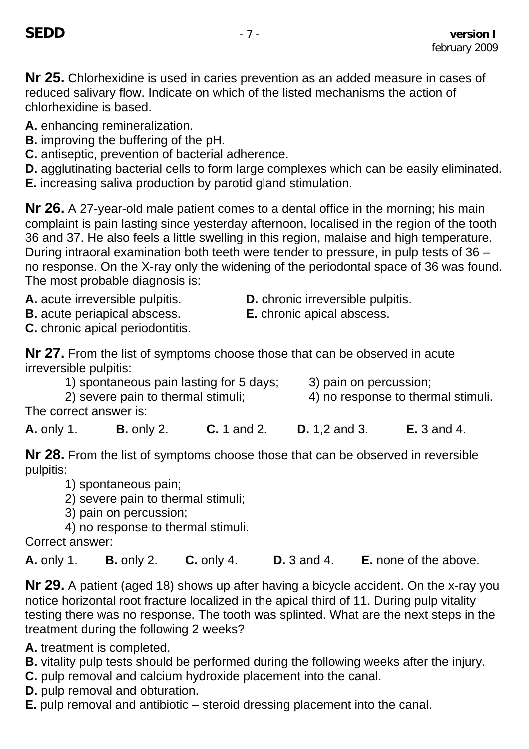**Nr 25.** Chlorhexidine is used in caries prevention as an added measure in cases of reduced salivary flow. Indicate on which of the listed mechanisms the action of chlorhexidine is based.

**A.** enhancing remineralization.
**B.** improving the buffering of the pH.
**C.** antiseptic, prevention of bacterial adherence.
**D.** agglutinating bacterial cells to form large complexes which can be easily eliminated.
**E.** increasing saliva production by parotid gland stimulation.

**Nr 26.** A 27-year-old male patient comes to a dental office in the morning; his main complaint is pain lasting since yesterday afternoon, localised in the region of the tooth 36 and 37. He also feels a little swelling in this region, malaise and high temperature. During intraoral examination both teeth were tender to pressure, in pulp tests of 36 – no response. On the X-ray only the widening of the periodontal space of 36 was found. The most probable diagnosis is:

**A.** acute irreversible pulpitis.
**B.** acute periapical abscess.
**C.** chronic apical periodontitis.
**D.** chronic irreversible pulpitis.
**E.** chronic apical abscess.

**Nr 27.** From the list of symptoms choose those that can be observed in acute irreversible pulpitis:

1) spontaneous pain lasting for 5 days;
2) severe pain to thermal stimuli;
3) pain on percussion;
4) no response to thermal stimuli.

The correct answer is:

**A.** only 1. **B.** only 2. **C.** 1 and 2. **D.** 1,2 and 3. **E.** 3 and 4.

**Nr 28.** From the list of symptoms choose those that can be observed in reversible pulpitis:

1) spontaneous pain;
2) severe pain to thermal stimuli;
3) pain on percussion;
4) no response to thermal stimuli.

Correct answer:

**A.** only 1. **B.** only 2. **C.** only 4. **D.** 3 and 4. **E.** none of the above.

**Nr 29.** A patient (aged 18) shows up after having a bicycle accident. On the x-ray you notice horizontal root fracture localized in the apical third of 11. During pulp vitality testing there was no response. The tooth was splinted. What are the next steps in the treatment during the following 2 weeks?

**A.** treatment is completed.
**B.** vitality pulp tests should be performed during the following weeks after the injury.
**C.** pulp removal and calcium hydroxide placement into the canal.
**D.** pulp removal and obturation.
**E.** pulp removal and antibiotic – steroid dressing placement into the canal.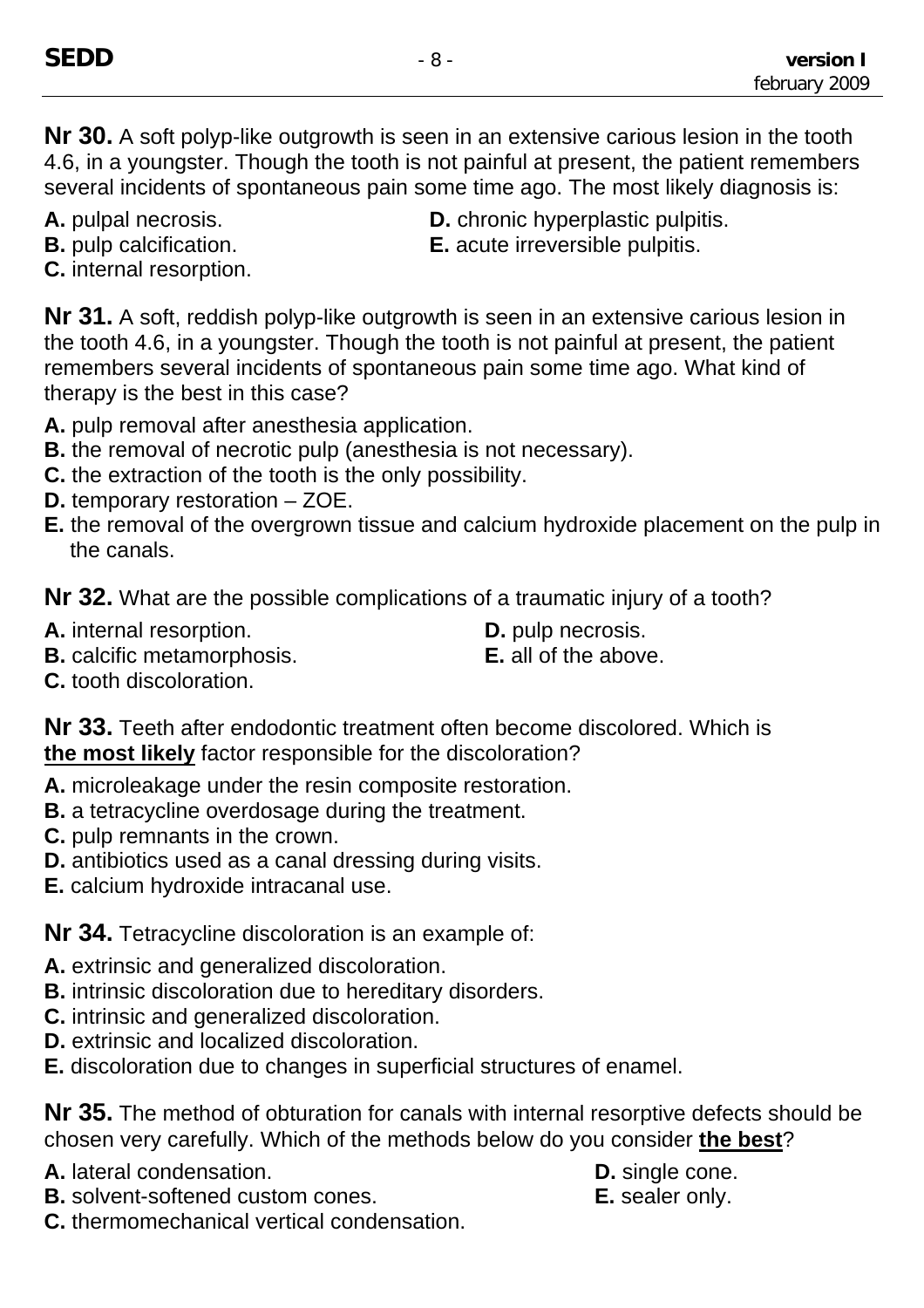**Nr 30.** A soft polyp-like outgrowth is seen in an extensive carious lesion in the tooth 4.6, in a youngster. Though the tooth is not painful at present, the patient remembers several incidents of spontaneous pain some time ago. The most likely diagnosis is:

**A.** pulpal necrosis.
**B.** pulp calcification.
**C.** internal resorption.
**D.** chronic hyperplastic pulpitis.
**E.** acute irreversible pulpitis.

**Nr 31.** A soft, reddish polyp-like outgrowth is seen in an extensive carious lesion in the tooth 4.6, in a youngster. Though the tooth is not painful at present, the patient remembers several incidents of spontaneous pain some time ago. What kind of therapy is the best in this case?

**A.** pulp removal after anesthesia application.
**B.** the removal of necrotic pulp (anesthesia is not necessary).
**C.** the extraction of the tooth is the only possibility.
**D.** temporary restoration – ZOE.
**E.** the removal of the overgrown tissue and calcium hydroxide placement on the pulp in the canals.

**Nr 32.** What are the possible complications of a traumatic injury of a tooth?

**A.** internal resorption.
**B.** calcific metamorphosis.
**C.** tooth discoloration.
**D.** pulp necrosis.
**E.** all of the above.

**Nr 33.** Teeth after endodontic treatment often become discolored. Which is **the most likely** factor responsible for the discoloration?

**A.** microleakage under the resin composite restoration.
**B.** a tetracycline overdosage during the treatment.
**C.** pulp remnants in the crown.
**D.** antibiotics used as a canal dressing during visits.
**E.** calcium hydroxide intracanal use.

**Nr 34.** Tetracycline discoloration is an example of:

**A.** extrinsic and generalized discoloration.
**B.** intrinsic discoloration due to hereditary disorders.
**C.** intrinsic and generalized discoloration.
**D.** extrinsic and localized discoloration.
**E.** discoloration due to changes in superficial structures of enamel.

**Nr 35.** The method of obturation for canals with internal resorptive defects should be chosen very carefully. Which of the methods below do you consider **the best**?

**A.** lateral condensation.
**B.** solvent-softened custom cones.
**C.** thermomechanical vertical condensation.
**D.** single cone.
**E.** sealer only.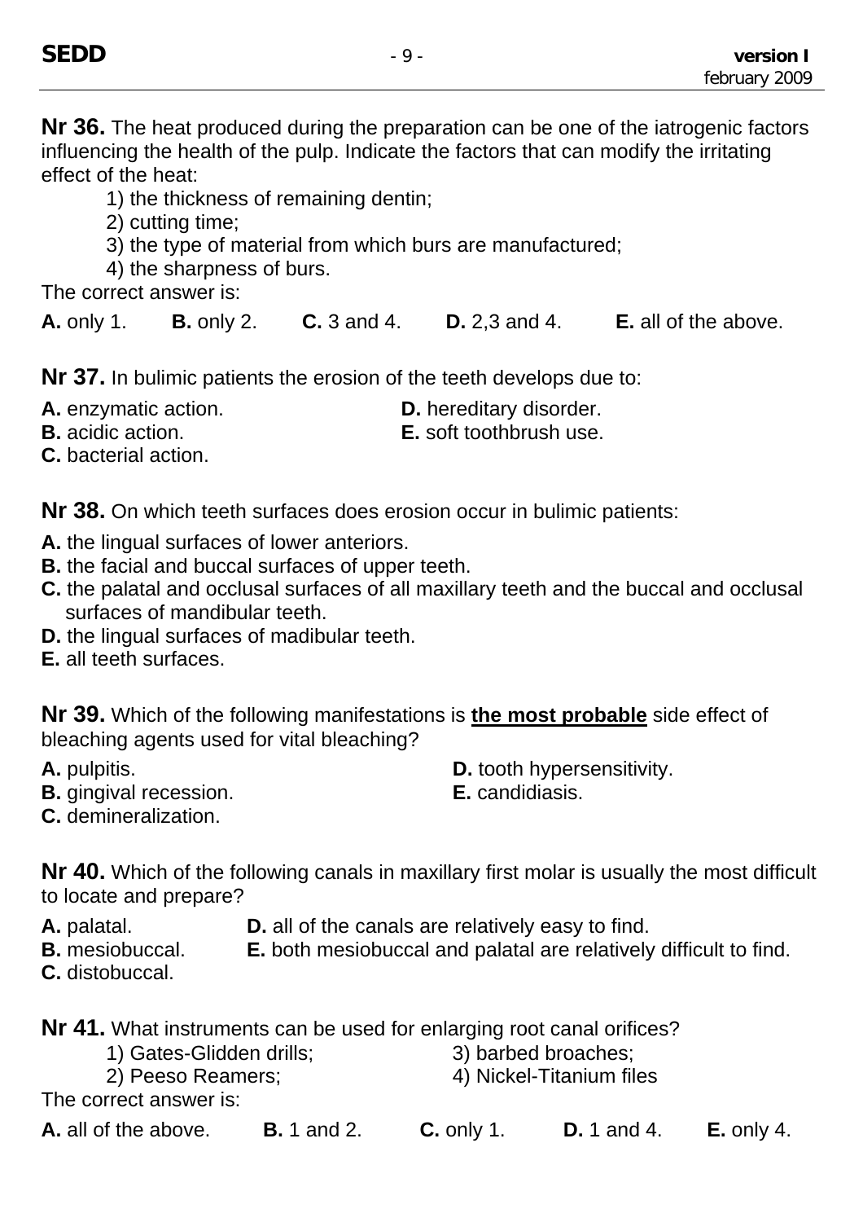**Nr 36.** The heat produced during the preparation can be one of the iatrogenic factors influencing the health of the pulp. Indicate the factors that can modify the irritating effect of the heat:

1) the thickness of remaining dentin;
2) cutting time;
3) the type of material from which burs are manufactured;
4) the sharpness of burs.

The correct answer is:

**A.** only 1. **B.** only 2. **C.** 3 and 4. **D.** 2,3 and 4. **E.** all of the above.

**Nr 37.** In bulimic patients the erosion of the teeth develops due to:

**A.** enzymatic action.
**B.** acidic action.
**C.** bacterial action.
**D.** hereditary disorder.
**E.** soft toothbrush use.

**Nr 38.** On which teeth surfaces does erosion occur in bulimic patients:

**A.** the lingual surfaces of lower anteriors.
**B.** the facial and buccal surfaces of upper teeth.
**C.** the palatal and occlusal surfaces of all maxillary teeth and the buccal and occlusal surfaces of mandibular teeth.
**D.** the lingual surfaces of madibular teeth.
**E.** all teeth surfaces.

**Nr 39.** Which of the following manifestations is **the most probable** side effect of bleaching agents used for vital bleaching?

**A.** pulpitis.
**B.** gingival recession.
**C.** demineralization.
**D.** tooth hypersensitivity.
**E.** candidiasis.

**Nr 40.** Which of the following canals in maxillary first molar is usually the most difficult to locate and prepare?

**A.** palatal.
**B.** mesiobuccal.
**C.** distobuccal.
**D.** all of the canals are relatively easy to find.
**E.** both mesiobuccal and palatal are relatively difficult to find.

**Nr 41.** What instruments can be used for enlarging root canal orifices?

1) Gates-Glidden drills;
2) Peeso Reamers;
3) barbed broaches;
4) Nickel-Titanium files

The correct answer is:

**A.** all of the above. **B.** 1 and 2. **C.** only 1. **D.** 1 and 4. **E.** only 4.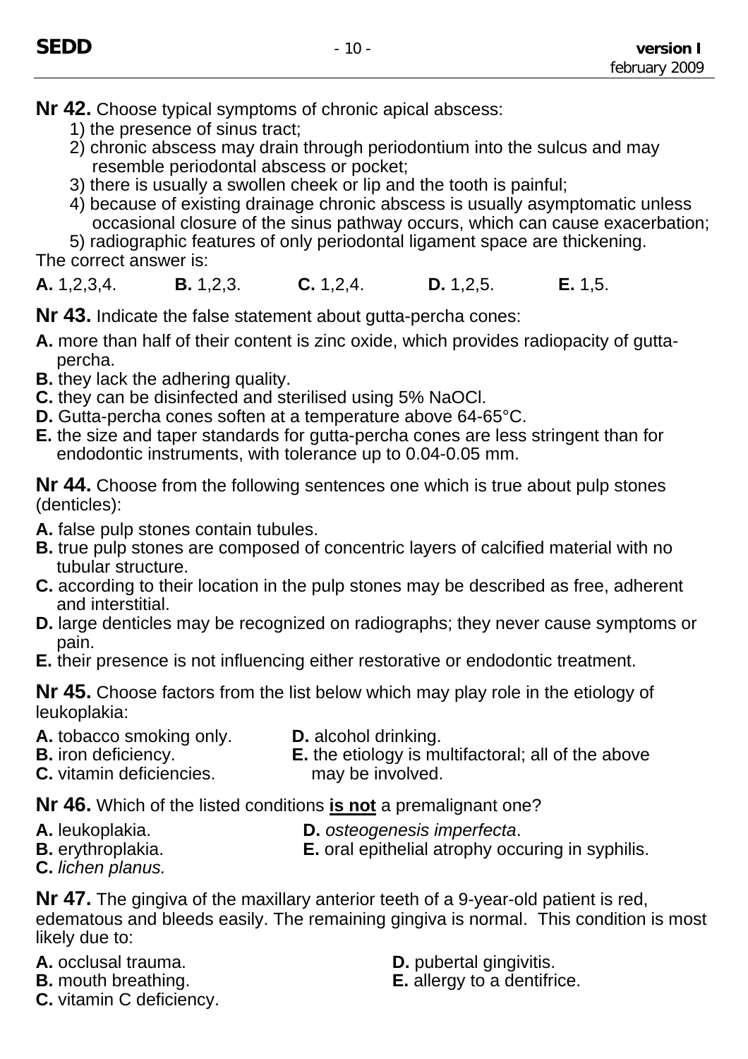**Nr 42.** Choose typical symptoms of chronic apical abscess:

1) the presence of sinus tract;
2) chronic abscess may drain through periodontium into the sulcus and may resemble periodontal abscess or pocket;
3) there is usually a swollen cheek or lip and the tooth is painful;
4) because of existing drainage chronic abscess is usually asymptomatic unless occasional closure of the sinus pathway occurs, which can cause exacerbation;
5) radiographic features of only periodontal ligament space are thickening.

The correct answer is:

**A.** 1,2,3,4. **B.** 1,2,3. **C.** 1,2,4. **D.** 1,2,5. **E.** 1,5.

**Nr 43.** Indicate the false statement about gutta-percha cones:

**A.** more than half of their content is zinc oxide, which provides radiopacity of gutta-percha.
**B.** they lack the adhering quality.
**C.** they can be disinfected and sterilised using 5% NaOCl.
**D.** Gutta-percha cones soften at a temperature above 64-65°C.
**E.** the size and taper standards for gutta-percha cones are less stringent than for endodontic instruments, with tolerance up to 0.04-0.05 mm.

**Nr 44.** Choose from the following sentences one which is true about pulp stones (denticles):

**A.** false pulp stones contain tubules.
**B.** true pulp stones are composed of concentric layers of calcified material with no tubular structure.
**C.** according to their location in the pulp stones may be described as free, adherent and interstitial.
**D.** large denticles may be recognized on radiographs; they never cause symptoms or pain.
**E.** their presence is not influencing either restorative or endodontic treatment.

**Nr 45.** Choose factors from the list below which may play role in the etiology of leukoplakia:

**A.** tobacco smoking only.
**B.** iron deficiency.
**C.** vitamin deficiencies.
**D.** alcohol drinking.
**E.** the etiology is multifactoral; all of the above may be involved.

**Nr 46.** Which of the listed conditions **is not** a premalignant one?

**A.** leukoplakia.
**B.** erythroplakia.
**C.** *lichen planus.*
**D.** *osteogenesis imperfecta*.
**E.** oral epithelial atrophy occuring in syphilis.

**Nr 47.** The gingiva of the maxillary anterior teeth of a 9-year-old patient is red, edematous and bleeds easily. The remaining gingiva is normal. This condition is most likely due to:

**A.** occlusal trauma.
**B.** mouth breathing.
**C.** vitamin C deficiency.
**D.** pubertal gingivitis.
**E.** allergy to a dentifrice.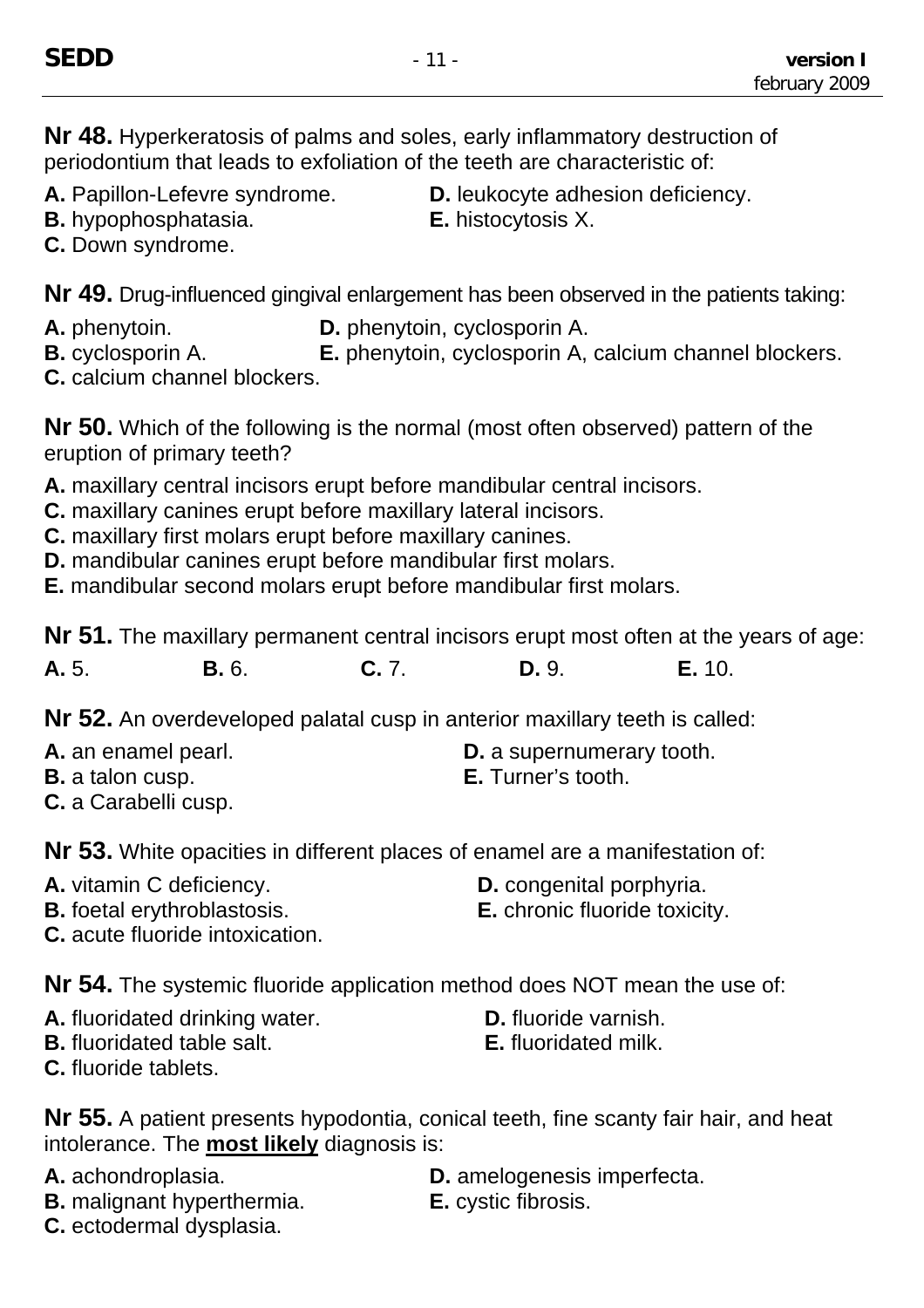**Nr 48.** Hyperkeratosis of palms and soles, early inflammatory destruction of periodontium that leads to exfoliation of the teeth are characteristic of:

**A.** Papillon-Lefevre syndrome.
**B.** hypophosphatasia.
**C.** Down syndrome.
**D.** leukocyte adhesion deficiency.
**E.** histocytosis X.

**Nr 49.** Drug-influenced gingival enlargement has been observed in the patients taking:

**A.** phenytoin.
**B.** cyclosporin A.
**C.** calcium channel blockers.
**D.** phenytoin, cyclosporin A.
**E.** phenytoin, cyclosporin A, calcium channel blockers.

**Nr 50.** Which of the following is the normal (most often observed) pattern of the eruption of primary teeth?

**A.** maxillary central incisors erupt before mandibular central incisors.
**C.** maxillary canines erupt before maxillary lateral incisors.
**C.** maxillary first molars erupt before maxillary canines.
**D.** mandibular canines erupt before mandibular first molars.
**E.** mandibular second molars erupt before mandibular first molars.

**Nr 51.** The maxillary permanent central incisors erupt most often at the years of age:

**A.** 5. **B.** 6. **C.** 7. **D.** 9. **E.** 10.

**Nr 52.** An overdeveloped palatal cusp in anterior maxillary teeth is called:

**A.** an enamel pearl.
**B.** a talon cusp.
**C.** a Carabelli cusp.
**D.** a supernumerary tooth.
**E.** Turner's tooth.

**Nr 53.** White opacities in different places of enamel are a manifestation of:

**A.** vitamin C deficiency.
**B.** foetal erythroblastosis.
**C.** acute fluoride intoxication.
**D.** congenital porphyria.
**E.** chronic fluoride toxicity.

**Nr 54.** The systemic fluoride application method does NOT mean the use of:

**A.** fluoridated drinking water.
**B.** fluoridated table salt.
**C.** fluoride tablets.
**D.** fluoride varnish.
**E.** fluoridated milk.

**Nr 55.** A patient presents hypodontia, conical teeth, fine scanty fair hair, and heat intolerance. The **most likely** diagnosis is:

**A.** achondroplasia.
**B.** malignant hyperthermia.
**C.** ectodermal dysplasia.
**D.** amelogenesis imperfecta.
**E.** cystic fibrosis.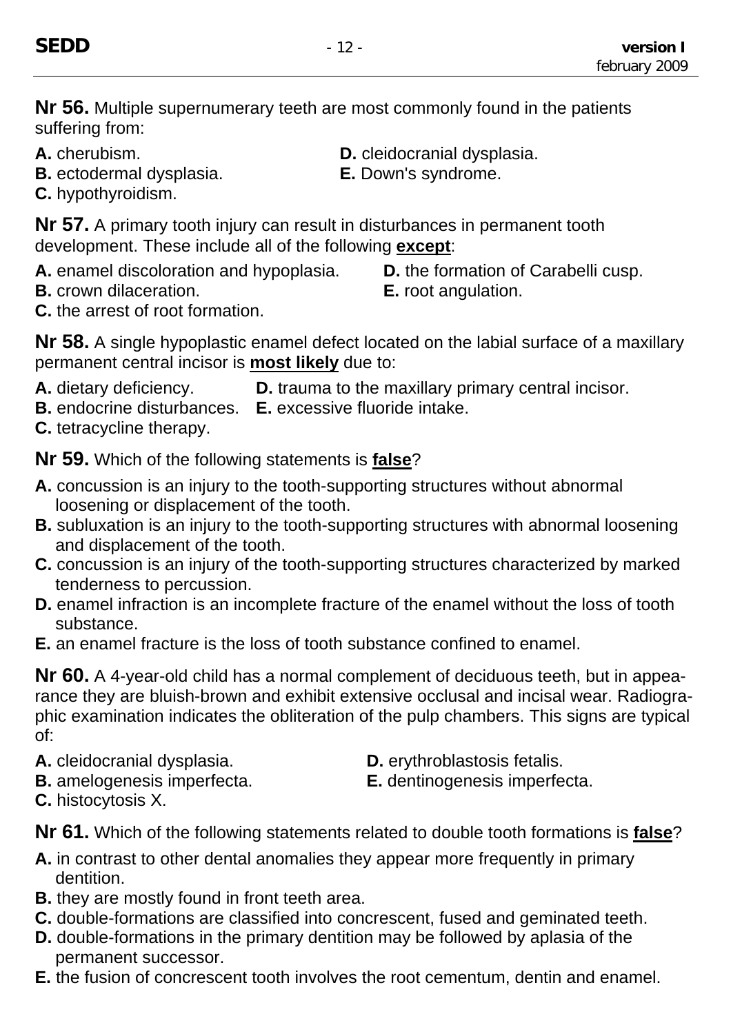**Nr 56.** Multiple supernumerary teeth are most commonly found in the patients suffering from:

**A.** cherubism.
**B.** ectodermal dysplasia.
**C.** hypothyroidism.
**D.** cleidocranial dysplasia.
**E.** Down's syndrome.

**Nr 57.** A primary tooth injury can result in disturbances in permanent tooth development. These include all of the following **except**:

**A.** enamel discoloration and hypoplasia.
**B.** crown dilaceration.
**C.** the arrest of root formation.
**D.** the formation of Carabelli cusp.
**E.** root angulation.

**Nr 58.** A single hypoplastic enamel defect located on the labial surface of a maxillary permanent central incisor is **most likely** due to:

**A.** dietary deficiency.
**B.** endocrine disturbances.
**C.** tetracycline therapy.
**D.** trauma to the maxillary primary central incisor.
**E.** excessive fluoride intake.

**Nr 59.** Which of the following statements is **false**?

**A.** concussion is an injury to the tooth-supporting structures without abnormal loosening or displacement of the tooth.
**B.** subluxation is an injury to the tooth-supporting structures with abnormal loosening and displacement of the tooth.
**C.** concussion is an injury of the tooth-supporting structures characterized by marked tenderness to percussion.
**D.** enamel infraction is an incomplete fracture of the enamel without the loss of tooth substance.
**E.** an enamel fracture is the loss of tooth substance confined to enamel.

**Nr 60.** A 4-year-old child has a normal complement of deciduous teeth, but in appearance they are bluish-brown and exhibit extensive occlusal and incisal wear. Radiographic examination indicates the obliteration of the pulp chambers. This signs are typical of:

**A.** cleidocranial dysplasia.
**B.** amelogenesis imperfecta.
**C.** histocytosis X.
**D.** erythroblastosis fetalis.
**E.** dentinogenesis imperfecta.

**Nr 61.** Which of the following statements related to double tooth formations is **false**?

**A.** in contrast to other dental anomalies they appear more frequently in primary dentition.
**B.** they are mostly found in front teeth area.
**C.** double-formations are classified into concrescent, fused and geminated teeth.
**D.** double-formations in the primary dentition may be followed by aplasia of the permanent successor.
**E.** the fusion of concrescent tooth involves the root cementum, dentin and enamel.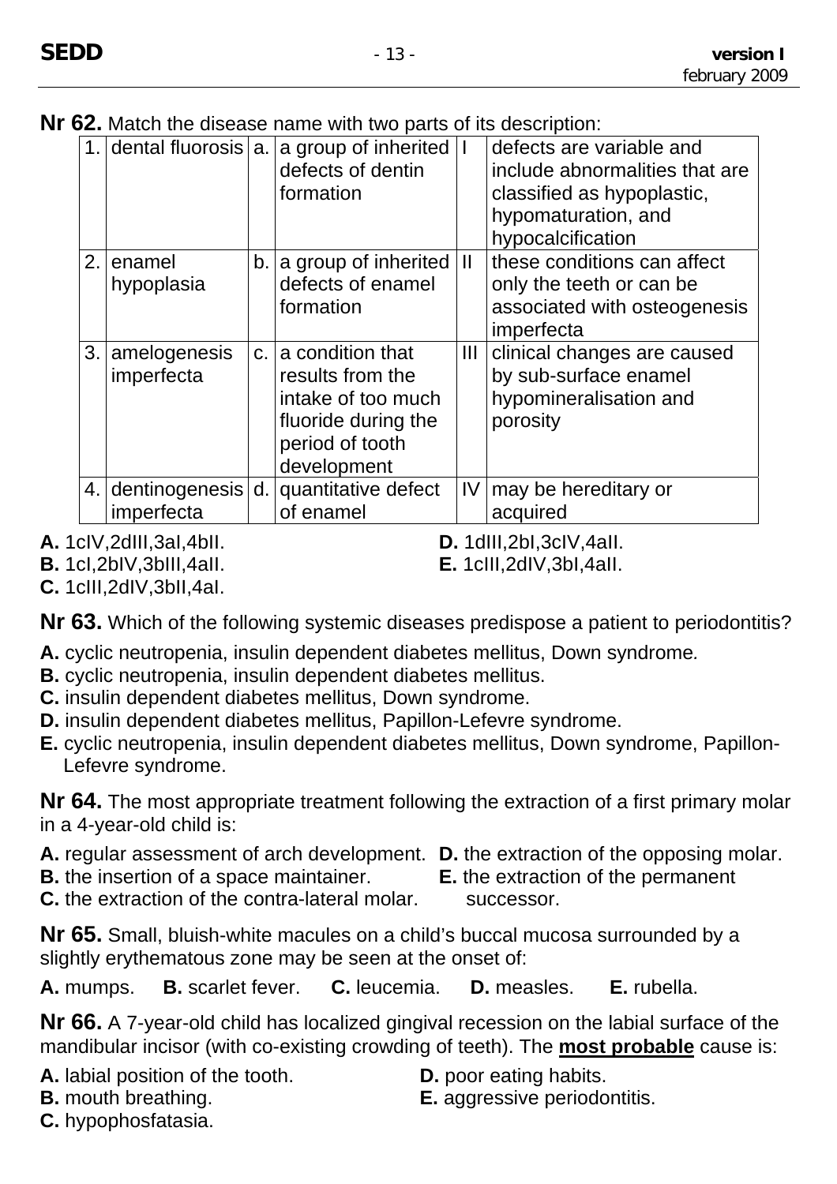**Nr 62.** Match the disease name with two parts of its description:

| | | | | | |
|---|---|---|---|---|---|
| 1. | dental fluorosis | a. | a group of inherited defects of dentin formation | I | defects are variable and include abnormalities that are classified as hypoplastic, hypomaturation, and hypocalcification |
| 2. | enamel hypoplasia | b. | a group of inherited defects of enamel formation | II | these conditions can affect only the teeth or can be associated with osteogenesis imperfecta |
| 3. | amelogenesis imperfecta | c. | a condition that results from the intake of too much fluoride during the period of tooth development | III | clinical changes are caused by sub-surface enamel hypomineralisation and porosity |
| 4. | dentinogenesis imperfecta | d. | quantitative defect of enamel | IV | may be hereditary or acquired |

**A.** 1cIV,2dIII,3aI,4bII.
**B.** 1cI,2bIV,3bIII,4aII.
**C.** 1cIII,2dIV,3bII,4aI.
**D.** 1dIII,2bI,3cIV,4aII.
**E.** 1cIII,2dIV,3bI,4aII.

**Nr 63.** Which of the following systemic diseases predispose a patient to periodontitis?

**A.** cyclic neutropenia, insulin dependent diabetes mellitus, Down syndrome.
**B.** cyclic neutropenia, insulin dependent diabetes mellitus.
**C.** insulin dependent diabetes mellitus, Down syndrome.
**D.** insulin dependent diabetes mellitus, Papillon-Lefevre syndrome.
**E.** cyclic neutropenia, insulin dependent diabetes mellitus, Down syndrome, Papillon-Lefevre syndrome.

**Nr 64.** The most appropriate treatment following the extraction of a first primary molar in a 4-year-old child is:

**A.** regular assessment of arch development.
**B.** the insertion of a space maintainer.
**C.** the extraction of the contra-lateral molar.
**D.** the extraction of the opposing molar.
**E.** the extraction of the permanent successor.

**Nr 65.** Small, bluish-white macules on a child's buccal mucosa surrounded by a slightly erythematous zone may be seen at the onset of:

**A.** mumps. **B.** scarlet fever. **C.** leucemia. **D.** measles. **E.** rubella.

**Nr 66.** A 7-year-old child has localized gingival recession on the labial surface of the mandibular incisor (with co-existing crowding of teeth). The **most probable** cause is:

**A.** labial position of the tooth.
**B.** mouth breathing.
**C.** hypophosfatasia.
**D.** poor eating habits.
**E.** aggressive periodontitis.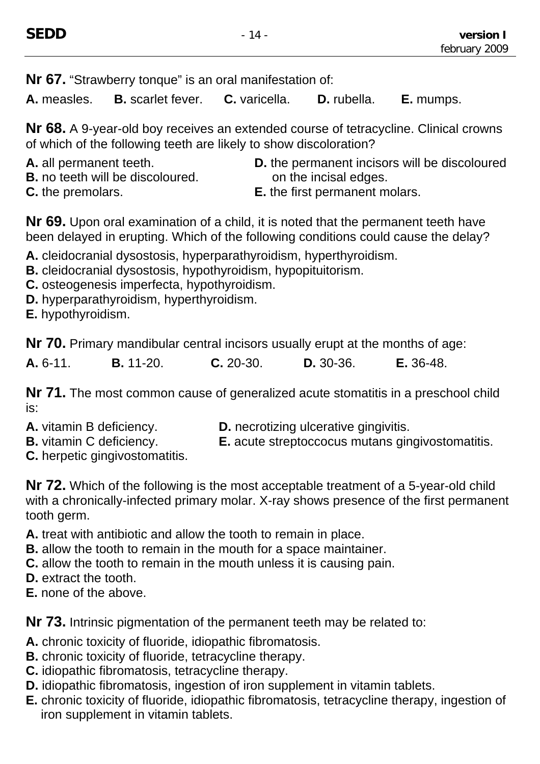**Nr 67.** "Strawberry tonque" is an oral manifestation of:

**A.** measles. **B.** scarlet fever. **C.** varicella. **D.** rubella. **E.** mumps.

**Nr 68.** A 9-year-old boy receives an extended course of tetracycline. Clinical crowns of which of the following teeth are likely to show discoloration?

**A.** all permanent teeth.
**B.** no teeth will be discoloured.
**C.** the premolars.
**D.** the permanent incisors will be discoloured on the incisal edges.
**E.** the first permanent molars.

**Nr 69.** Upon oral examination of a child, it is noted that the permanent teeth have been delayed in erupting. Which of the following conditions could cause the delay?

**A.** cleidocranial dysostosis, hyperparathyroidism, hyperthyroidism.
**B.** cleidocranial dysostosis, hypothyroidism, hypopituitorism.
**C.** osteogenesis imperfecta, hypothyroidism.
**D.** hyperparathyroidism, hyperthyroidism.
**E.** hypothyroidism.

**Nr 70.** Primary mandibular central incisors usually erupt at the months of age:

**A.** 6-11. **B.** 11-20. **C.** 20-30. **D.** 30-36. **E.** 36-48.

**Nr 71.** The most common cause of generalized acute stomatitis in a preschool child is:

**A.** vitamin B deficiency.
**B.** vitamin C deficiency.
**C.** herpetic gingivostomatitis.
**D.** necrotizing ulcerative gingivitis.
**E.** acute streptoccocus mutans gingivostomatitis.

**Nr 72.** Which of the following is the most acceptable treatment of a 5-year-old child with a chronically-infected primary molar. X-ray shows presence of the first permanent tooth germ.

**A.** treat with antibiotic and allow the tooth to remain in place.
**B.** allow the tooth to remain in the mouth for a space maintainer.
**C.** allow the tooth to remain in the mouth unless it is causing pain.
**D.** extract the tooth.
**E.** none of the above.

**Nr 73.** Intrinsic pigmentation of the permanent teeth may be related to:

**A.** chronic toxicity of fluoride, idiopathic fibromatosis.
**B.** chronic toxicity of fluoride, tetracycline therapy.
**C.** idiopathic fibromatosis, tetracycline therapy.
**D.** idiopathic fibromatosis, ingestion of iron supplement in vitamin tablets.
**E.** chronic toxicity of fluoride, idiopathic fibromatosis, tetracycline therapy, ingestion of iron supplement in vitamin tablets.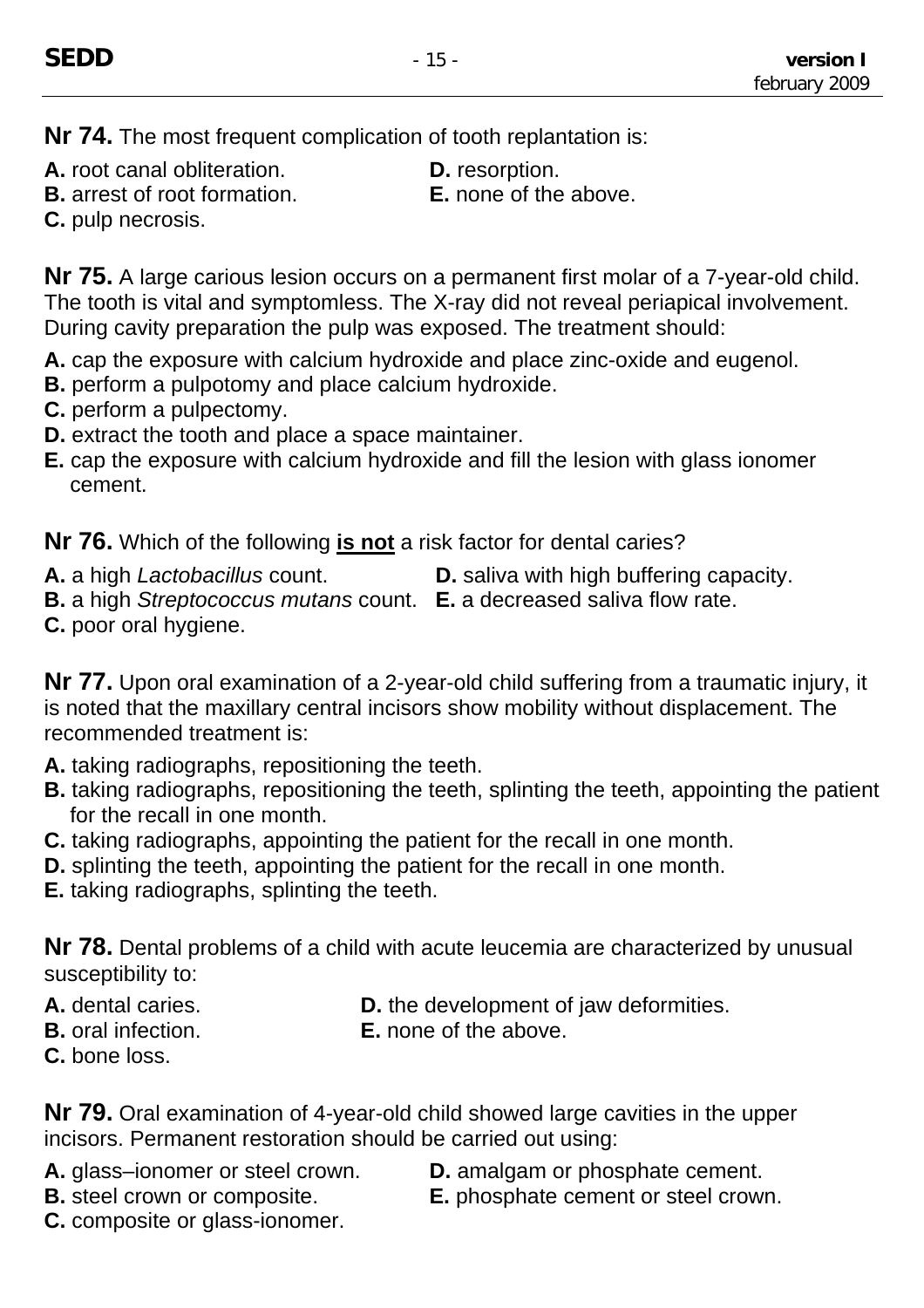**Nr 74.** The most frequent complication of tooth replantation is:

**A.** root canal obliteration.
**B.** arrest of root formation.
**C.** pulp necrosis.
**D.** resorption.
**E.** none of the above.

**Nr 75.** A large carious lesion occurs on a permanent first molar of a 7-year-old child. The tooth is vital and symptomless. The X-ray did not reveal periapical involvement. During cavity preparation the pulp was exposed. The treatment should:

**A.** cap the exposure with calcium hydroxide and place zinc-oxide and eugenol.
**B.** perform a pulpotomy and place calcium hydroxide.
**C.** perform a pulpectomy.
**D.** extract the tooth and place a space maintainer.
**E.** cap the exposure with calcium hydroxide and fill the lesion with glass ionomer cement.

**Nr 76.** Which of the following **is not** a risk factor for dental caries?

**A.** a high *Lactobacillus* count.
**B.** a high *Streptococcus mutans* count.
**C.** poor oral hygiene.
**D.** saliva with high buffering capacity.
**E.** a decreased saliva flow rate.

**Nr 77.** Upon oral examination of a 2-year-old child suffering from a traumatic injury, it is noted that the maxillary central incisors show mobility without displacement. The recommended treatment is:

**A.** taking radiographs, repositioning the teeth.
**B.** taking radiographs, repositioning the teeth, splinting the teeth, appointing the patient for the recall in one month.
**C.** taking radiographs, appointing the patient for the recall in one month.
**D.** splinting the teeth, appointing the patient for the recall in one month.
**E.** taking radiographs, splinting the teeth.

**Nr 78.** Dental problems of a child with acute leucemia are characterized by unusual susceptibility to:

**A.** dental caries.
**B.** oral infection.
**C.** bone loss.
**D.** the development of jaw deformities.
**E.** none of the above.

**Nr 79.** Oral examination of 4-year-old child showed large cavities in the upper incisors. Permanent restoration should be carried out using:

**A.** glass–ionomer or steel crown.
**B.** steel crown or composite.
**C.** composite or glass-ionomer.
**D.** amalgam or phosphate cement.
**E.** phosphate cement or steel crown.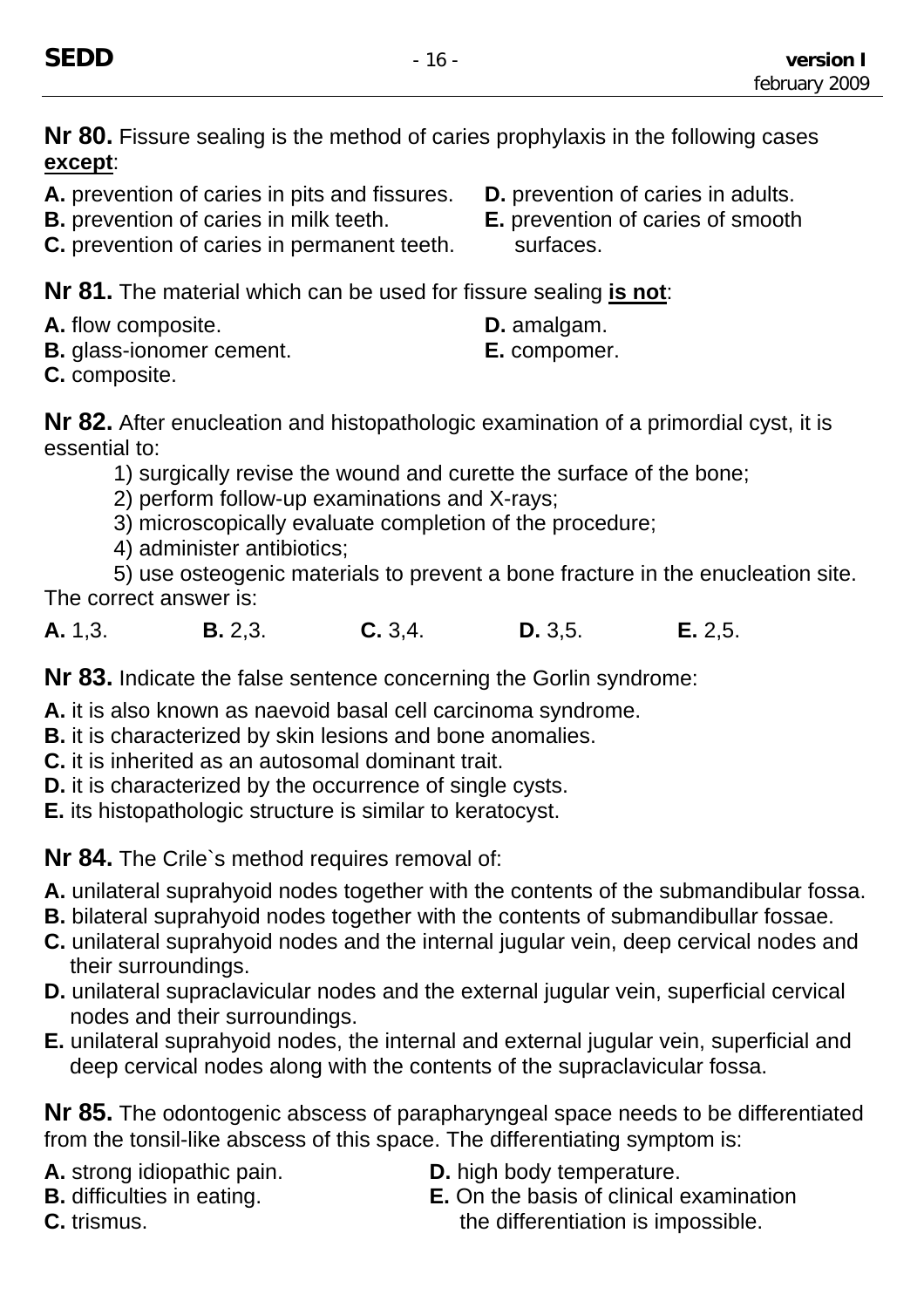**Nr 80.** Fissure sealing is the method of caries prophylaxis in the following cases **except**:

**A.** prevention of caries in pits and fissures.
**B.** prevention of caries in milk teeth.
**C.** prevention of caries in permanent teeth.
**D.** prevention of caries in adults.
**E.** prevention of caries of smooth surfaces.

**Nr 81.** The material which can be used for fissure sealing **is not**:

**A.** flow composite.
**B.** glass-ionomer cement.
**C.** composite.
**D.** amalgam.
**E.** compomer.

**Nr 82.** After enucleation and histopathologic examination of a primordial cyst, it is essential to:

1) surgically revise the wound and curette the surface of the bone;
2) perform follow-up examinations and X-rays;
3) microscopically evaluate completion of the procedure;
4) administer antibiotics;
5) use osteogenic materials to prevent a bone fracture in the enucleation site.

The correct answer is:

**A.** 1,3. **B.** 2,3. **C.** 3,4. **D.** 3,5. **E.** 2,5.

**Nr 83.** Indicate the false sentence concerning the Gorlin syndrome:

**A.** it is also known as naevoid basal cell carcinoma syndrome.
**B.** it is characterized by skin lesions and bone anomalies.
**C.** it is inherited as an autosomal dominant trait.
**D.** it is characterized by the occurrence of single cysts.
**E.** its histopathologic structure is similar to keratocyst.

**Nr 84.** The Crile`s method requires removal of:

**A.** unilateral suprahyoid nodes together with the contents of the submandibular fossa.
**B.** bilateral suprahyoid nodes together with the contents of submandibullar fossae.
**C.** unilateral suprahyoid nodes and the internal jugular vein, deep cervical nodes and their surroundings.
**D.** unilateral supraclavicular nodes and the external jugular vein, superficial cervical nodes and their surroundings.
**E.** unilateral suprahyoid nodes, the internal and external jugular vein, superficial and deep cervical nodes along with the contents of the supraclavicular fossa.

**Nr 85.** The odontogenic abscess of parapharyngeal space needs to be differentiated from the tonsil-like abscess of this space. The differentiating symptom is:

**A.** strong idiopathic pain.
**B.** difficulties in eating.
**C.** trismus.
**D.** high body temperature.
**E.** On the basis of clinical examination the differentiation is impossible.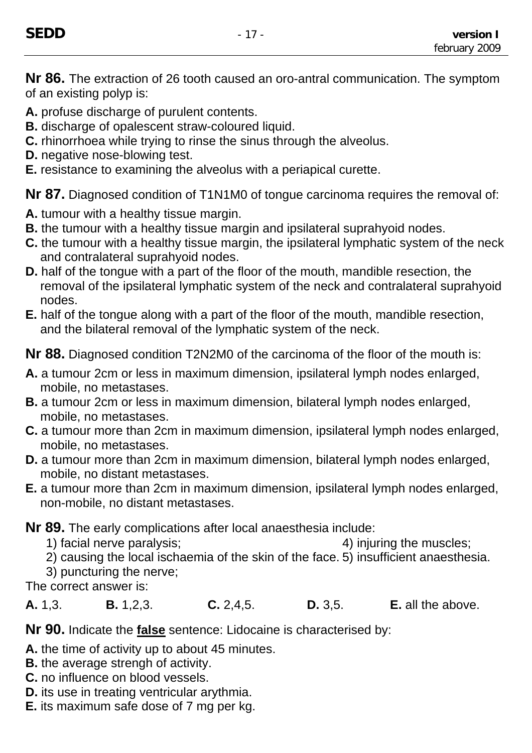**Nr 86.** The extraction of 26 tooth caused an oro-antral communication. The symptom of an existing polyp is:

**A.** profuse discharge of purulent contents.
**B.** discharge of opalescent straw-coloured liquid.
**C.** rhinorrhoea while trying to rinse the sinus through the alveolus.
**D.** negative nose-blowing test.
**E.** resistance to examining the alveolus with a periapical curette.

**Nr 87.** Diagnosed condition of T1N1M0 of tongue carcinoma requires the removal of:

**A.** tumour with a healthy tissue margin.
**B.** the tumour with a healthy tissue margin and ipsilateral suprahyoid nodes.
**C.** the tumour with a healthy tissue margin, the ipsilateral lymphatic system of the neck and contralateral suprahyoid nodes.
**D.** half of the tongue with a part of the floor of the mouth, mandible resection, the removal of the ipsilateral lymphatic system of the neck and contralateral suprahyoid nodes.
**E.** half of the tongue along with a part of the floor of the mouth, mandible resection, and the bilateral removal of the lymphatic system of the neck.

**Nr 88.** Diagnosed condition T2N2M0 of the carcinoma of the floor of the mouth is:

**A.** a tumour 2cm or less in maximum dimension, ipsilateral lymph nodes enlarged, mobile, no metastases.
**B.** a tumour 2cm or less in maximum dimension, bilateral lymph nodes enlarged, mobile, no metastases.
**C.** a tumour more than 2cm in maximum dimension, ipsilateral lymph nodes enlarged, mobile, no metastases.
**D.** a tumour more than 2cm in maximum dimension, bilateral lymph nodes enlarged, mobile, no distant metastases.
**E.** a tumour more than 2cm in maximum dimension, ipsilateral lymph nodes enlarged, non-mobile, no distant metastases.

**Nr 89.** The early complications after local anaesthesia include:

1) facial nerve paralysis;
2) causing the local ischaemia of the skin of the face.
3) puncturing the nerve;
4) injuring the muscles;
5) insufficient anaesthesia.

The correct answer is:

**A.** 1,3. **B.** 1,2,3. **C.** 2,4,5. **D.** 3,5. **E.** all the above.

**Nr 90.** Indicate the **false** sentence: Lidocaine is characterised by:

**A.** the time of activity up to about 45 minutes.
**B.** the average strengh of activity.
**C.** no influence on blood vessels.
**D.** its use in treating ventricular arythmia.
**E.** its maximum safe dose of 7 mg per kg.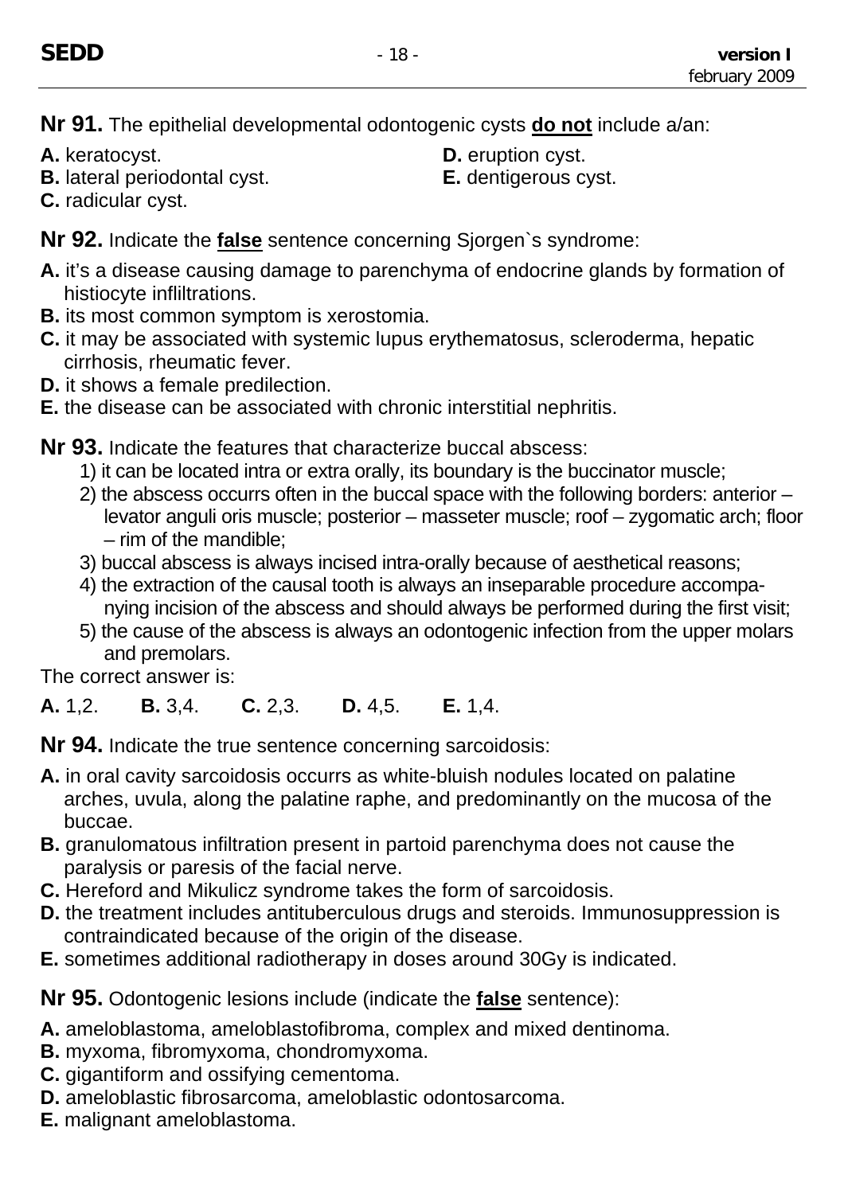**Nr 91.** The epithelial developmental odontogenic cysts **do not** include a/an:

**A.** keratocyst.
**B.** lateral periodontal cyst.
**C.** radicular cyst.
**D.** eruption cyst.
**E.** dentigerous cyst.

**Nr 92.** Indicate the **false** sentence concerning Sjorgen`s syndrome:

**A.** it's a disease causing damage to parenchyma of endocrine glands by formation of histiocyte infliltrations.
**B.** its most common symptom is xerostomia.
**C.** it may be associated with systemic lupus erythematosus, scleroderma, hepatic cirrhosis, rheumatic fever.
**D.** it shows a female predilection.
**E.** the disease can be associated with chronic interstitial nephritis.

**Nr 93.** Indicate the features that characterize buccal abscess:

1) it can be located intra or extra orally, its boundary is the buccinator muscle;
2) the abscess occurrs often in the buccal space with the following borders: anterior – levator anguli oris muscle; posterior – masseter muscle; roof – zygomatic arch; floor – rim of the mandible;
3) buccal abscess is always incised intra-orally because of aesthetical reasons;
4) the extraction of the causal tooth is always an inseparable procedure accompanying incision of the abscess and should always be performed during the first visit;
5) the cause of the abscess is always an odontogenic infection from the upper molars and premolars.

The correct answer is:

**A.** 1,2. **B.** 3,4. **C.** 2,3. **D.** 4,5. **E.** 1,4.

**Nr 94.** Indicate the true sentence concerning sarcoidosis:

**A.** in oral cavity sarcoidosis occurrs as white-bluish nodules located on palatine arches, uvula, along the palatine raphe, and predominantly on the mucosa of the buccae.
**B.** granulomatous infiltration present in partoid parenchyma does not cause the paralysis or paresis of the facial nerve.
**C.** Hereford and Mikulicz syndrome takes the form of sarcoidosis.
**D.** the treatment includes antituberculous drugs and steroids. Immunosuppression is contraindicated because of the origin of the disease.
**E.** sometimes additional radiotherapy in doses around 30Gy is indicated.

**Nr 95.** Odontogenic lesions include (indicate the **false** sentence):

**A.** ameloblastoma, ameloblastofibroma, complex and mixed dentinoma.
**B.** myxoma, fibromyxoma, chondromyxoma.
**C.** gigantiform and ossifying cementoma.
**D.** ameloblastic fibrosarcoma, ameloblastic odontosarcoma.
**E.** malignant ameloblastoma.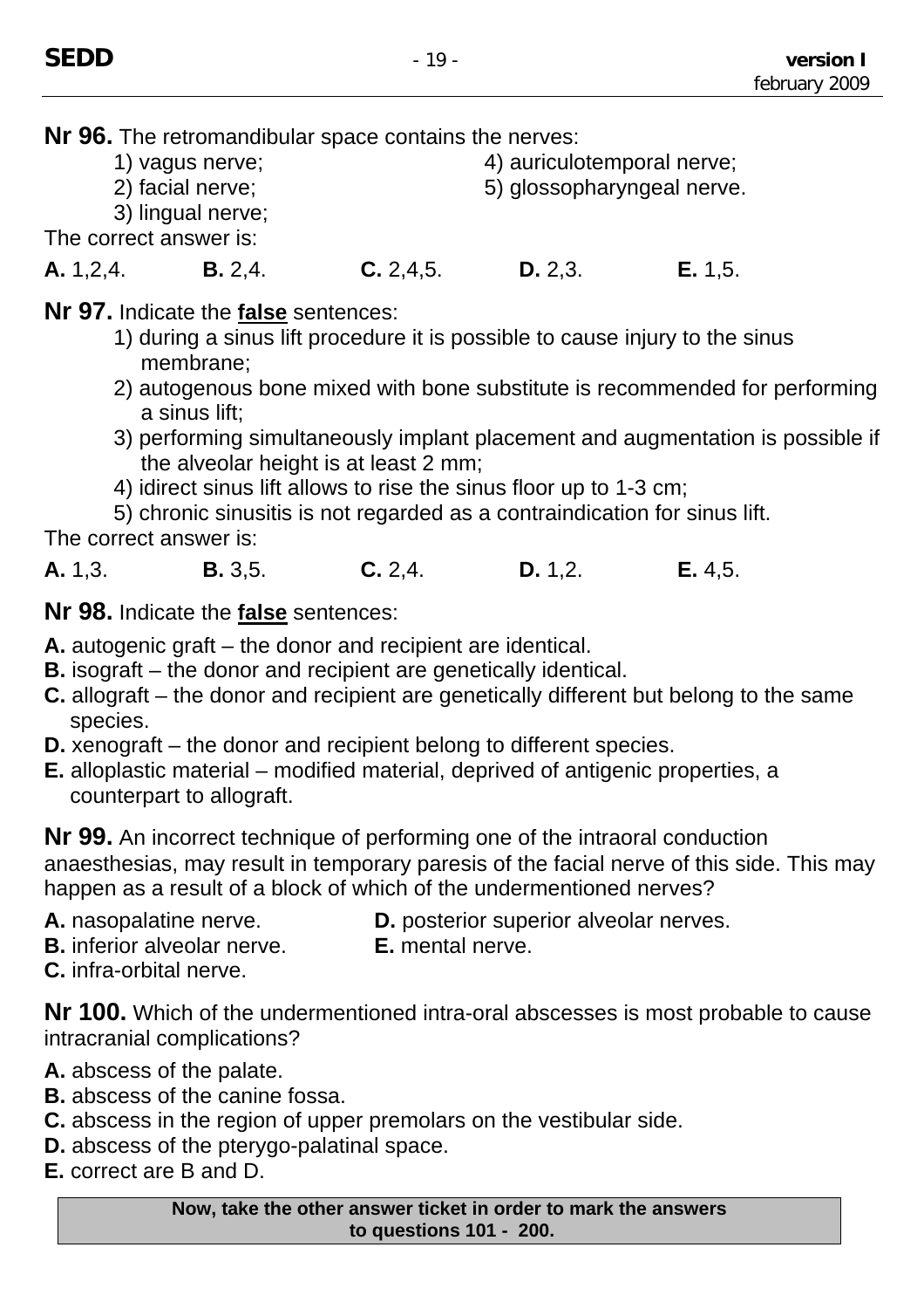**Nr 96.** The retromandibular space contains the nerves:

1) vagus nerve;
2) facial nerve;
3) lingual nerve;
4) auriculotemporal nerve;
5) glossopharyngeal nerve.

The correct answer is:

**A.** 1,2,4. **B.** 2,4. **C.** 2,4,5. **D.** 2,3. **E.** 1,5.

**Nr 97.** Indicate the **false** sentences:

1) during a sinus lift procedure it is possible to cause injury to the sinus membrane;
2) autogenous bone mixed with bone substitute is recommended for performing a sinus lift;
3) performing simultaneously implant placement and augmentation is possible if the alveolar height is at least 2 mm;
4) idirect sinus lift allows to rise the sinus floor up to 1-3 cm;
5) chronic sinusitis is not regarded as a contraindication for sinus lift.

The correct answer is:

**A.** 1,3. **B.** 3,5. **C.** 2,4. **D.** 1,2. **E.** 4,5.

**Nr 98.** Indicate the **false** sentences:

**A.** autogenic graft – the donor and recipient are identical.
**B.** isograft – the donor and recipient are genetically identical.
**C.** allograft – the donor and recipient are genetically different but belong to the same species.
**D.** xenograft – the donor and recipient belong to different species.
**E.** alloplastic material – modified material, deprived of antigenic properties, a counterpart to allograft.

**Nr 99.** An incorrect technique of performing one of the intraoral conduction anaesthesias, may result in temporary paresis of the facial nerve of this side. This may happen as a result of a block of which of the undermentioned nerves?

**A.** nasopalatine nerve.
**B.** inferior alveolar nerve.
**C.** infra-orbital nerve.
**D.** posterior superior alveolar nerves.
**E.** mental nerve.

**Nr 100.** Which of the undermentioned intra-oral abscesses is most probable to cause intracranial complications?

**A.** abscess of the palate.
**B.** abscess of the canine fossa.
**C.** abscess in the region of upper premolars on the vestibular side.
**D.** abscess of the pterygo-palatinal space.
**E.** correct are B and D.

**Now, take the other answer ticket in order to mark the answers to questions 101 - 200.**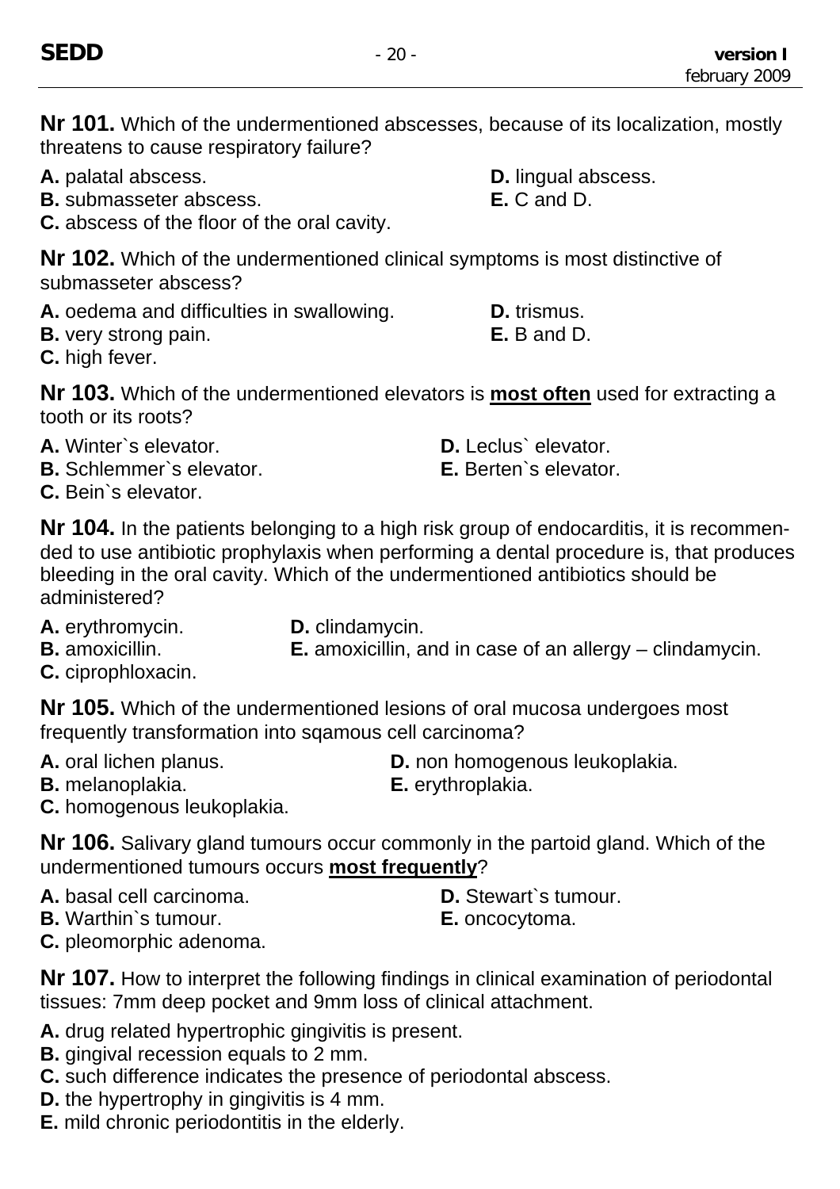**Nr 101.** Which of the undermentioned abscesses, because of its localization, mostly threatens to cause respiratory failure?

**A.** palatal abscess.
**B.** submasseter abscess.
**C.** abscess of the floor of the oral cavity.
**D.** lingual abscess.
**E.** C and D.

**Nr 102.** Which of the undermentioned clinical symptoms is most distinctive of submasseter abscess?

**A.** oedema and difficulties in swallowing.
**B.** very strong pain.
**C.** high fever.
**D.** trismus.
**E.** B and D.

**Nr 103.** Which of the undermentioned elevators is **most often** used for extracting a tooth or its roots?

**A.** Winter`s elevator.
**B.** Schlemmer`s elevator.
**C.** Bein`s elevator.
**D.** Leclus` elevator.
**E.** Berten`s elevator.

**Nr 104.** In the patients belonging to a high risk group of endocarditis, it is recommended to use antibiotic prophylaxis when performing a dental procedure is, that produces bleeding in the oral cavity. Which of the undermentioned antibiotics should be administered?

**A.** erythromycin.
**B.** amoxicillin.
**C.** ciprophloxacin.
**D.** clindamycin.
**E.** amoxicillin, and in case of an allergy – clindamycin.

**Nr 105.** Which of the undermentioned lesions of oral mucosa undergoes most frequently transformation into sqamous cell carcinoma?

**A.** oral lichen planus.
**B.** melanoplakia.
**C.** homogenous leukoplakia.
**D.** non homogenous leukoplakia.
**E.** erythroplakia.

**Nr 106.** Salivary gland tumours occur commonly in the partoid gland. Which of the undermentioned tumours occurs **most frequently**?

**A.** basal cell carcinoma.
**B.** Warthin`s tumour.
**C.** pleomorphic adenoma.
**D.** Stewart`s tumour.
**E.** oncocytoma.

**Nr 107.** How to interpret the following findings in clinical examination of periodontal tissues: 7mm deep pocket and 9mm loss of clinical attachment.

**A.** drug related hypertrophic gingivitis is present.
**B.** gingival recession equals to 2 mm.
**C.** such difference indicates the presence of periodontal abscess.
**D.** the hypertrophy in gingivitis is 4 mm.
**E.** mild chronic periodontitis in the elderly.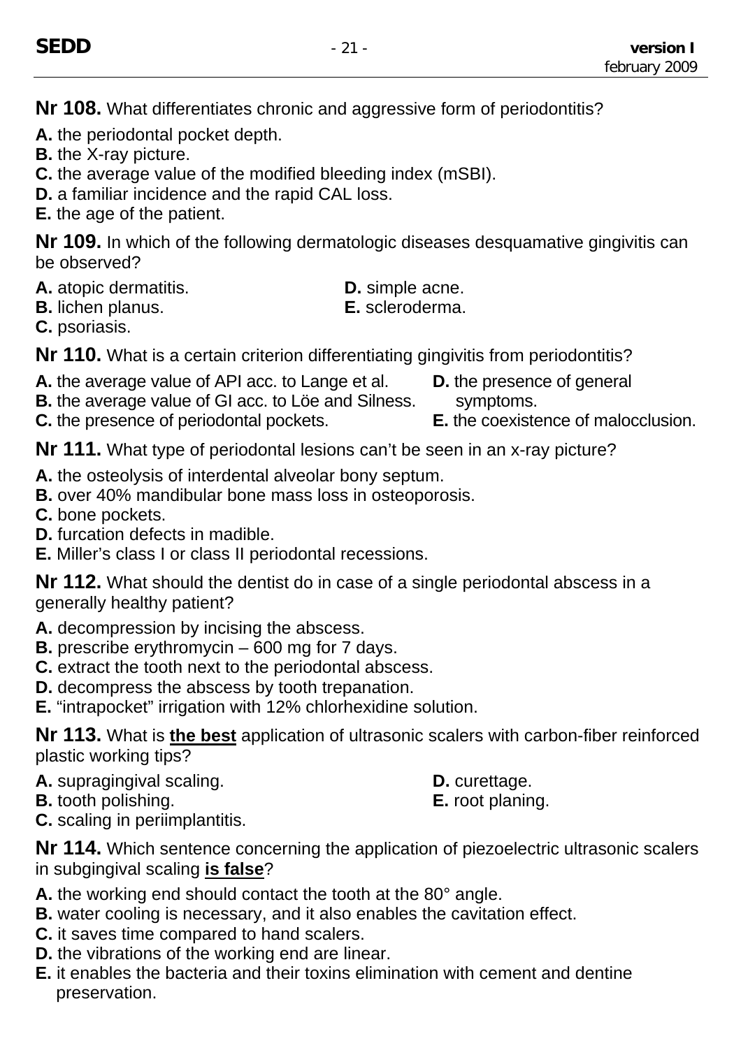**Nr 108.** What differentiates chronic and aggressive form of periodontitis?

**A.** the periodontal pocket depth.
**B.** the X-ray picture.
**C.** the average value of the modified bleeding index (mSBI).
**D.** a familiar incidence and the rapid CAL loss.
**E.** the age of the patient.

**Nr 109.** In which of the following dermatologic diseases desquamative gingivitis can be observed?

**A.** atopic dermatitis.
**B.** lichen planus.
**C.** psoriasis.
**D.** simple acne.
**E.** scleroderma.

**Nr 110.** What is a certain criterion differentiating gingivitis from periodontitis?

**A.** the average value of API acc. to Lange et al.
**B.** the average value of GI acc. to Löe and Silness.
**C.** the presence of periodontal pockets.
**D.** the presence of general symptoms.
**E.** the coexistence of malocclusion.

**Nr 111.** What type of periodontal lesions can't be seen in an x-ray picture?

**A.** the osteolysis of interdental alveolar bony septum.
**B.** over 40% mandibular bone mass loss in osteoporosis.
**C.** bone pockets.
**D.** furcation defects in madible.
**E.** Miller's class I or class II periodontal recessions.

**Nr 112.** What should the dentist do in case of a single periodontal abscess in a generally healthy patient?

**A.** decompression by incising the abscess.
**B.** prescribe erythromycin – 600 mg for 7 days.
**C.** extract the tooth next to the periodontal abscess.
**D.** decompress the abscess by tooth trepanation.
**E.** "intrapocket" irrigation with 12% chlorhexidine solution.

**Nr 113.** What is **the best** application of ultrasonic scalers with carbon-fiber reinforced plastic working tips?

**A.** supragingival scaling.
**B.** tooth polishing.
**C.** scaling in periimplantitis.
**D.** curettage.
**E.** root planing.

**Nr 114.** Which sentence concerning the application of piezoelectric ultrasonic scalers in subgingival scaling **is false**?

**A.** the working end should contact the tooth at the 80° angle.
**B.** water cooling is necessary, and it also enables the cavitation effect.
**C.** it saves time compared to hand scalers.
**D.** the vibrations of the working end are linear.
**E.** it enables the bacteria and their toxins elimination with cement and dentine preservation.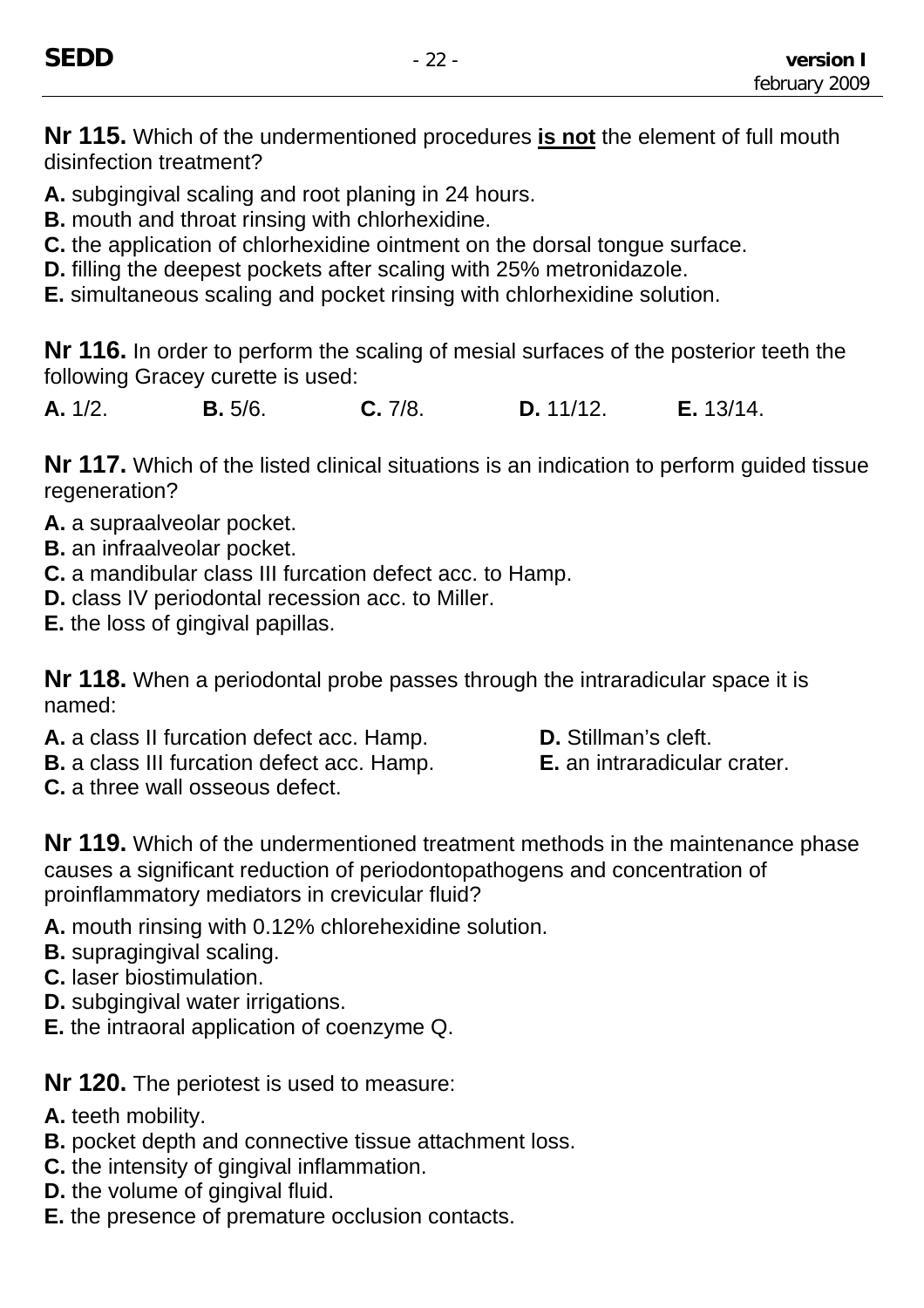**Nr 115.** Which of the undermentioned procedures **is not** the element of full mouth disinfection treatment?

**A.** subgingival scaling and root planing in 24 hours.
**B.** mouth and throat rinsing with chlorhexidine.
**C.** the application of chlorhexidine ointment on the dorsal tongue surface.
**D.** filling the deepest pockets after scaling with 25% metronidazole.
**E.** simultaneous scaling and pocket rinsing with chlorhexidine solution.

**Nr 116.** In order to perform the scaling of mesial surfaces of the posterior teeth the following Gracey curette is used:

**A.** 1/2. **B.** 5/6. **C.** 7/8. **D.** 11/12. **E.** 13/14.

**Nr 117.** Which of the listed clinical situations is an indication to perform guided tissue regeneration?

**A.** a supraalveolar pocket.
**B.** an infraalveolar pocket.
**C.** a mandibular class III furcation defect acc. to Hamp.
**D.** class IV periodontal recession acc. to Miller.
**E.** the loss of gingival papillas.

**Nr 118.** When a periodontal probe passes through the intraradicular space it is named:

**A.** a class II furcation defect acc. Hamp.
**B.** a class III furcation defect acc. Hamp.
**C.** a three wall osseous defect.
**D.** Stillman's cleft.
**E.** an intraradicular crater.

**Nr 119.** Which of the undermentioned treatment methods in the maintenance phase causes a significant reduction of periodontopathogens and concentration of proinflammatory mediators in crevicular fluid?

**A.** mouth rinsing with 0.12% chlorehexidine solution.
**B.** supragingival scaling.
**C.** laser biostimulation.
**D.** subgingival water irrigations.
**E.** the intraoral application of coenzyme Q.

**Nr 120.** The periotest is used to measure:

**A.** teeth mobility.
**B.** pocket depth and connective tissue attachment loss.
**C.** the intensity of gingival inflammation.
**D.** the volume of gingival fluid.
**E.** the presence of premature occlusion contacts.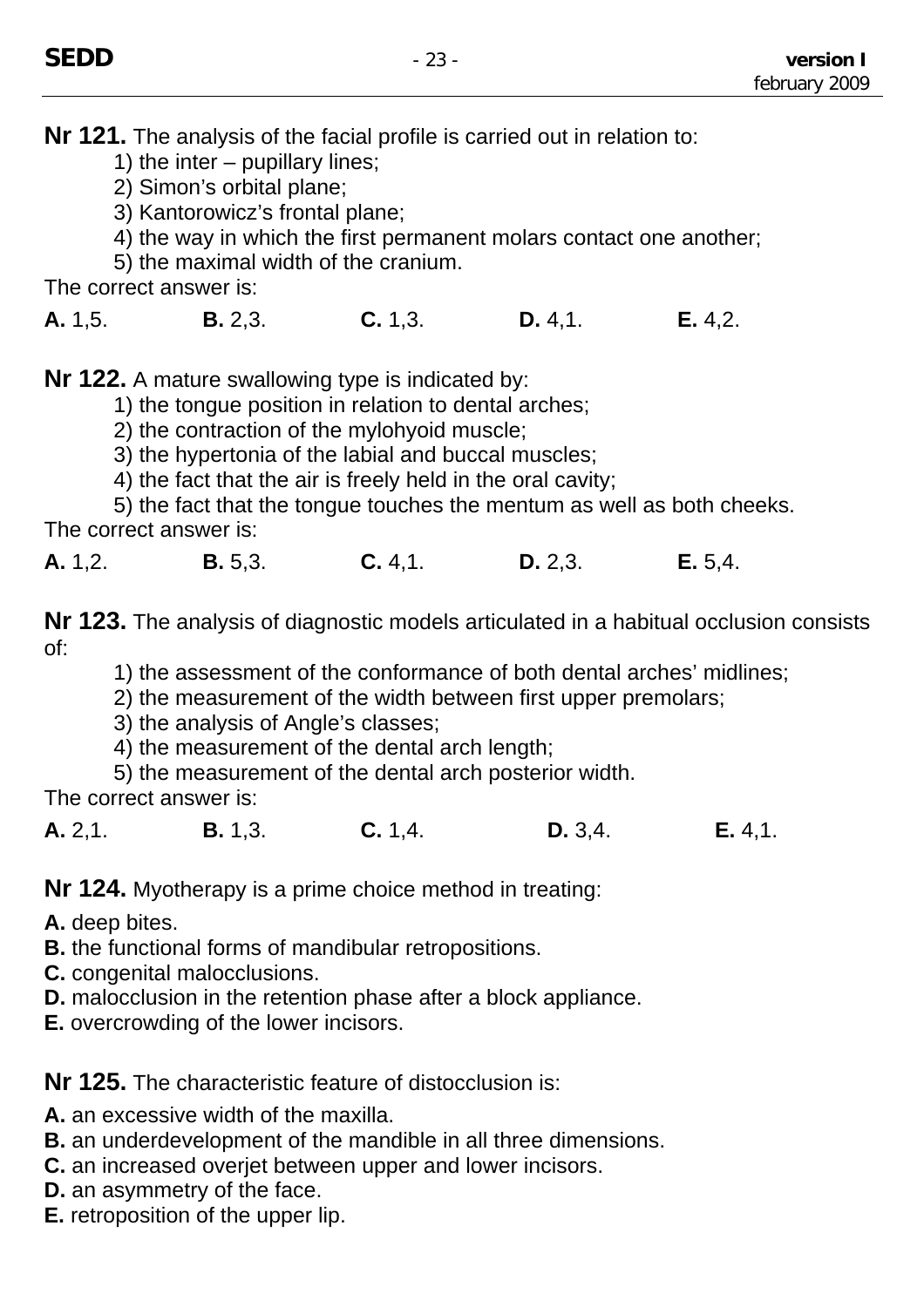**Nr 121.** The analysis of the facial profile is carried out in relation to:

1) the inter – pupillary lines;
2) Simon's orbital plane;
3) Kantorowicz's frontal plane;
4) the way in which the first permanent molars contact one another;
5) the maximal width of the cranium.

The correct answer is:

**A.** 1,5. **B.** 2,3. **C.** 1,3. **D.** 4,1. **E.** 4,2.

**Nr 122.** A mature swallowing type is indicated by:

1) the tongue position in relation to dental arches;
2) the contraction of the mylohyoid muscle;
3) the hypertonia of the labial and buccal muscles;
4) the fact that the air is freely held in the oral cavity;
5) the fact that the tongue touches the mentum as well as both cheeks.

The correct answer is:

**A.** 1,2. **B.** 5,3. **C.** 4,1. **D.** 2,3. **E.** 5,4.

**Nr 123.** The analysis of diagnostic models articulated in a habitual occlusion consists of:

1) the assessment of the conformance of both dental arches' midlines;
2) the measurement of the width between first upper premolars;
3) the analysis of Angle's classes;
4) the measurement of the dental arch length;
5) the measurement of the dental arch posterior width.

The correct answer is:

**A.** 2,1. **B.** 1,3. **C.** 1,4. **D.** 3,4. **E.** 4,1.

**Nr 124.** Myotherapy is a prime choice method in treating:

**A.** deep bites.
**B.** the functional forms of mandibular retropositions.
**C.** congenital malocclusions.
**D.** malocclusion in the retention phase after a block appliance.
**E.** overcrowding of the lower incisors.

**Nr 125.** The characteristic feature of distocclusion is:

**A.** an excessive width of the maxilla.
**B.** an underdevelopment of the mandible in all three dimensions.
**C.** an increased overjet between upper and lower incisors.
**D.** an asymmetry of the face.
**E.** retroposition of the upper lip.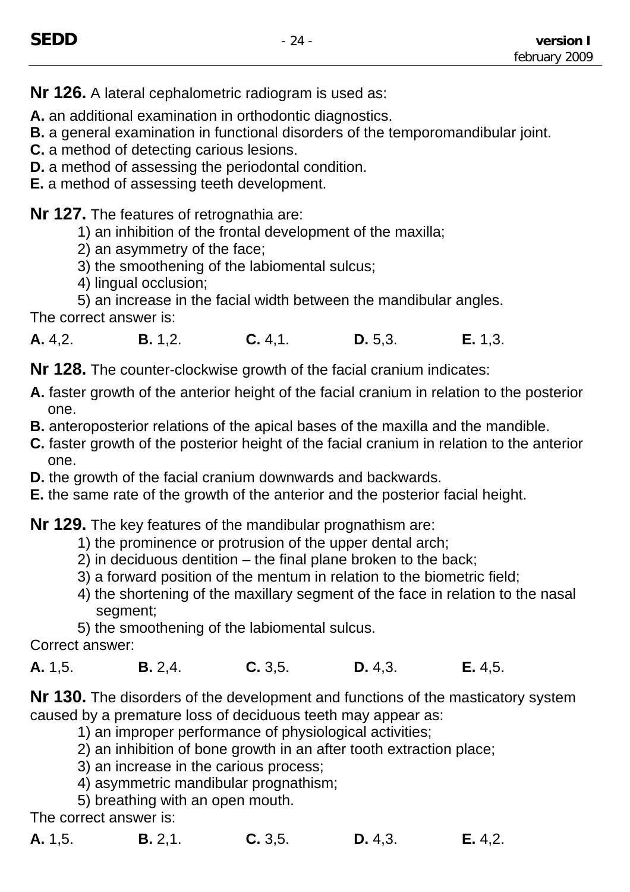**Nr 126.** A lateral cephalometric radiogram is used as:

**A.** an additional examination in orthodontic diagnostics.
**B.** a general examination in functional disorders of the temporomandibular joint.
**C.** a method of detecting carious lesions.
**D.** a method of assessing the periodontal condition.
**E.** a method of assessing teeth development.

**Nr 127.** The features of retrognathia are:

1) an inhibition of the frontal development of the maxilla;
2) an asymmetry of the face;
3) the smoothening of the labiomental sulcus;
4) lingual occlusion;
5) an increase in the facial width between the mandibular angles.

The correct answer is:

**A.** 4,2. **B.** 1,2. **C.** 4,1. **D.** 5,3. **E.** 1,3.

**Nr 128.** The counter-clockwise growth of the facial cranium indicates:

**A.** faster growth of the anterior height of the facial cranium in relation to the posterior one.
**B.** anteroposterior relations of the apical bases of the maxilla and the mandible.
**C.** faster growth of the posterior height of the facial cranium in relation to the anterior one.
**D.** the growth of the facial cranium downwards and backwards.
**E.** the same rate of the growth of the anterior and the posterior facial height.

**Nr 129.** The key features of the mandibular prognathism are:

1) the prominence or protrusion of the upper dental arch;
2) in deciduous dentition – the final plane broken to the back;
3) a forward position of the mentum in relation to the biometric field;
4) the shortening of the maxillary segment of the face in relation to the nasal segment;
5) the smoothening of the labiomental sulcus.

Correct answer:

**A.** 1,5. **B.** 2,4. **C.** 3,5. **D.** 4,3. **E.** 4,5.

**Nr 130.** The disorders of the development and functions of the masticatory system caused by a premature loss of deciduous teeth may appear as:

1) an improper performance of physiological activities;
2) an inhibition of bone growth in an after tooth extraction place;
3) an increase in the carious process;
4) asymmetric mandibular prognathism;
5) breathing with an open mouth.

The correct answer is:

**A.** 1,5. **B.** 2,1. **C.** 3,5. **D.** 4,3. **E.** 4,2.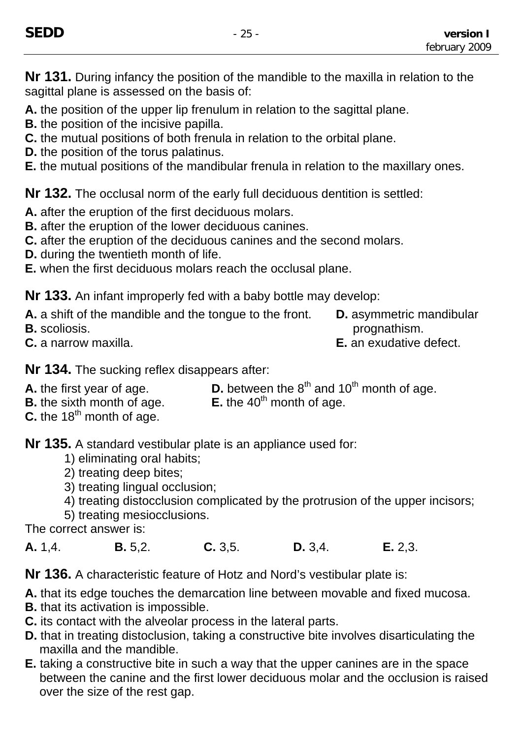**Nr 131.** During infancy the position of the mandible to the maxilla in relation to the sagittal plane is assessed on the basis of:

**A.** the position of the upper lip frenulum in relation to the sagittal plane.
**B.** the position of the incisive papilla.
**C.** the mutual positions of both frenula in relation to the orbital plane.
**D.** the position of the torus palatinus.
**E.** the mutual positions of the mandibular frenula in relation to the maxillary ones.

**Nr 132.** The occlusal norm of the early full deciduous dentition is settled:

**A.** after the eruption of the first deciduous molars.
**B.** after the eruption of the lower deciduous canines.
**C.** after the eruption of the deciduous canines and the second molars.
**D.** during the twentieth month of life.
**E.** when the first deciduous molars reach the occlusal plane.

**Nr 133.** An infant improperly fed with a baby bottle may develop:

**A.** a shift of the mandible and the tongue to the front.
**B.** scoliosis.
**C.** a narrow maxilla.
**D.** asymmetric mandibular prognathism.
**E.** an exudative defect.

**Nr 134.** The sucking reflex disappears after:

**A.** the first year of age.
**B.** the sixth month of age.
**C.** the 18th month of age.
**D.** between the 8th and 10th month of age.
**E.** the 40th month of age.

**Nr 135.** A standard vestibular plate is an appliance used for:

1) eliminating oral habits;
2) treating deep bites;
3) treating lingual occlusion;
4) treating distocclusion complicated by the protrusion of the upper incisors;
5) treating mesiocclusions.

The correct answer is:

**A.** 1,4. **B.** 5,2. **C.** 3,5. **D.** 3,4. **E.** 2,3.

**Nr 136.** A characteristic feature of Hotz and Nord's vestibular plate is:

**A.** that its edge touches the demarcation line between movable and fixed mucosa.
**B.** that its activation is impossible.
**C.** its contact with the alveolar process in the lateral parts.
**D.** that in treating distoclusion, taking a constructive bite involves disarticulating the maxilla and the mandible.
**E.** taking a constructive bite in such a way that the upper canines are in the space between the canine and the first lower deciduous molar and the occlusion is raised over the size of the rest gap.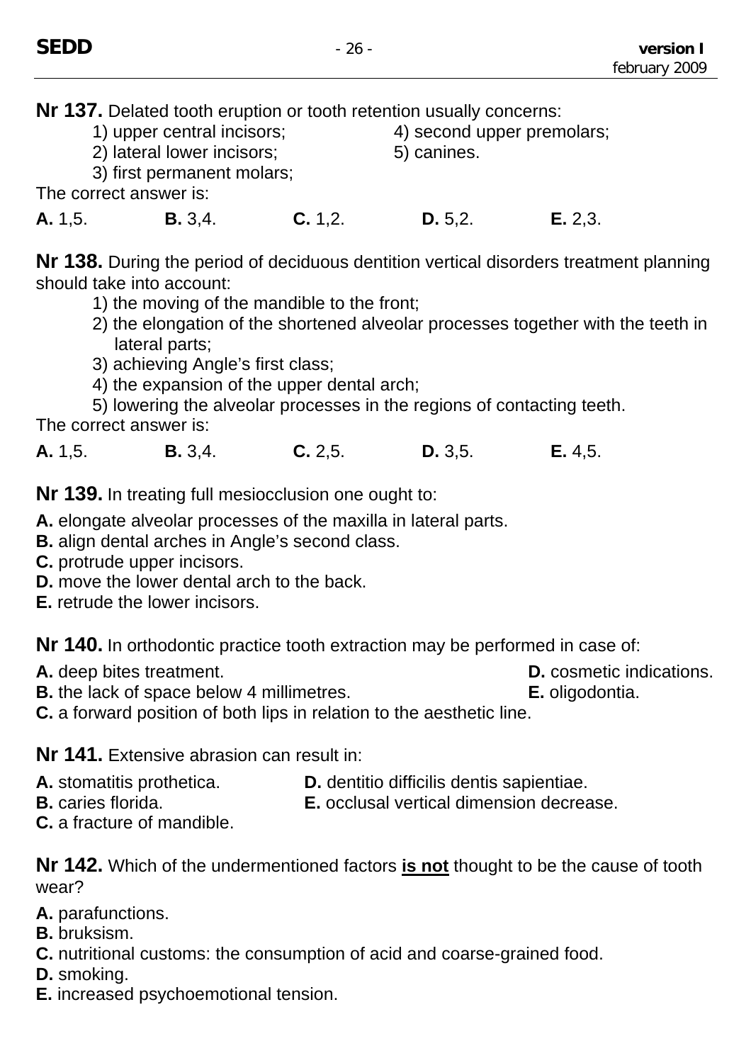**Nr 137.** Delated tooth eruption or tooth retention usually concerns:

1) upper central incisors;
2) lateral lower incisors;
3) first permanent molars;
4) second upper premolars;
5) canines.

The correct answer is:

**A.** 1,5. **B.** 3,4. **C.** 1,2. **D.** 5,2. **E.** 2,3.

**Nr 138.** During the period of deciduous dentition vertical disorders treatment planning should take into account:

1) the moving of the mandible to the front;
2) the elongation of the shortened alveolar processes together with the teeth in lateral parts;
3) achieving Angle's first class;
4) the expansion of the upper dental arch;
5) lowering the alveolar processes in the regions of contacting teeth.

The correct answer is:

**A.** 1,5. **B.** 3,4. **C.** 2,5. **D.** 3,5. **E.** 4,5.

**Nr 139.** In treating full mesiocclusion one ought to:

**A.** elongate alveolar processes of the maxilla in lateral parts.
**B.** align dental arches in Angle's second class.
**C.** protrude upper incisors.
**D.** move the lower dental arch to the back.
**E.** retrude the lower incisors.

**Nr 140.** In orthodontic practice tooth extraction may be performed in case of:

**A.** deep bites treatment.
**B.** the lack of space below 4 millimetres.
**C.** a forward position of both lips in relation to the aesthetic line.
**D.** cosmetic indications.
**E.** oligodontia.

**Nr 141.** Extensive abrasion can result in:

**A.** stomatitis prothetica.
**B.** caries florida.
**C.** a fracture of mandible.
**D.** dentitio difficilis dentis sapientiae.
**E.** occlusal vertical dimension decrease.

**Nr 142.** Which of the undermentioned factors **is not** thought to be the cause of tooth wear?

**A.** parafunctions.
**B.** bruksism.
**C.** nutritional customs: the consumption of acid and coarse-grained food.
**D.** smoking.
**E.** increased psychoemotional tension.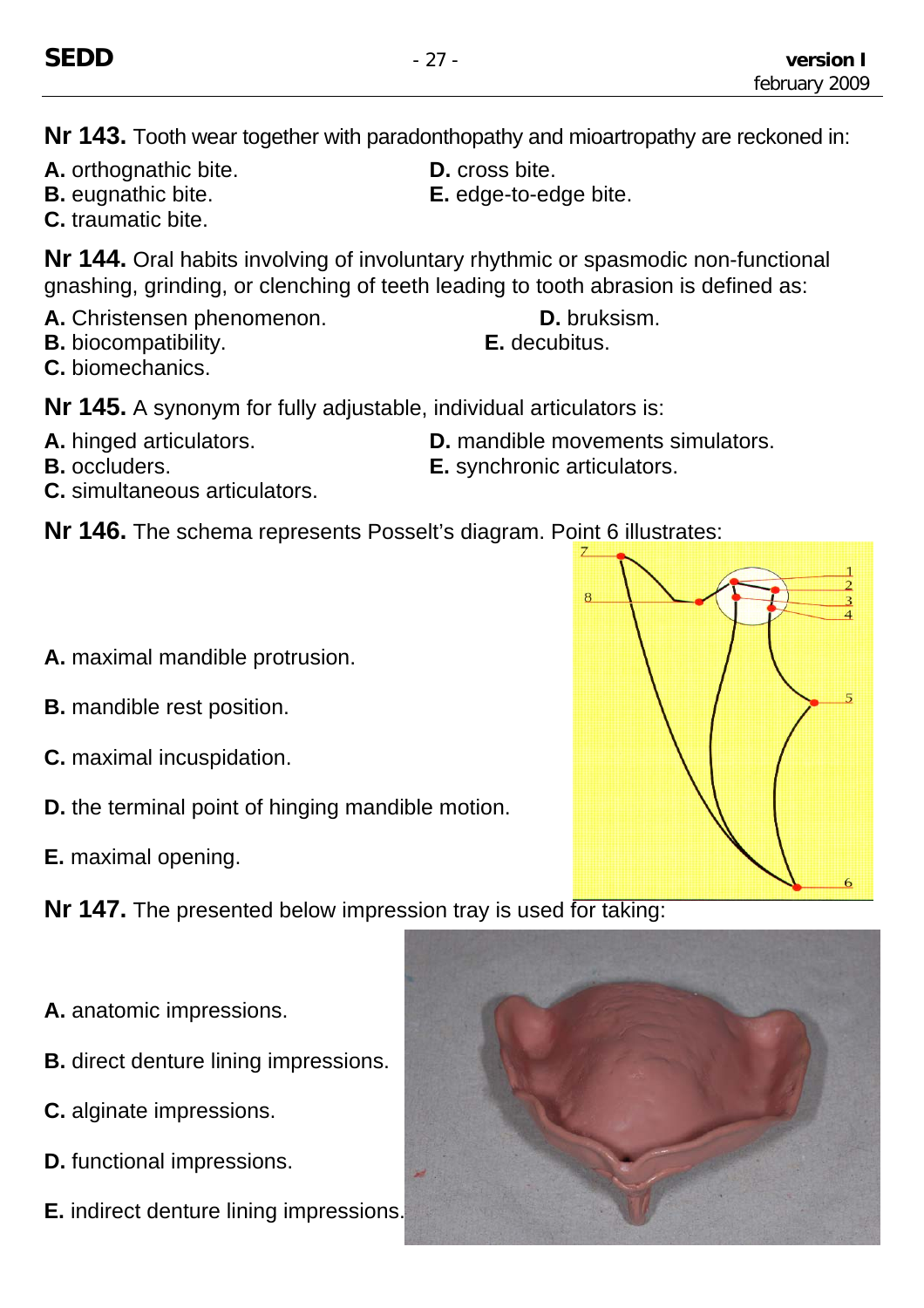**Nr 143.** Tooth wear together with paradonthopathy and mioartropathy are reckoned in:

**A.** orthognathic bite.
**B.** eugnathic bite.
**C.** traumatic bite.
**D.** cross bite.
**E.** edge-to-edge bite.

**Nr 144.** Oral habits involving of involuntary rhythmic or spasmodic non-functional gnashing, grinding, or clenching of teeth leading to tooth abrasion is defined as:

**A.** Christensen phenomenon.
**B.** biocompatibility.
**C.** biomechanics.
**D.** bruksism.
**E.** decubitus.

**Nr 145.** A synonym for fully adjustable, individual articulators is:

**A.** hinged articulators.
**B.** occluders.
**C.** simultaneous articulators.
**D.** mandible movements simulators.
**E.** synchronic articulators.

**Nr 146.** The schema represents Posselt's diagram. Point 6 illustrates:

**A.** maximal mandible protrusion.

**B.** mandible rest position.

**C.** maximal incuspidation.

**D.** the terminal point of hinging mandible motion.

**E.** maximal opening.

**Nr 147.** The presented below impression tray is used for taking:

**A.** anatomic impressions.

**B.** direct denture lining impressions.

**C.** alginate impressions.

**D.** functional impressions.

**E.** indirect denture lining impressions.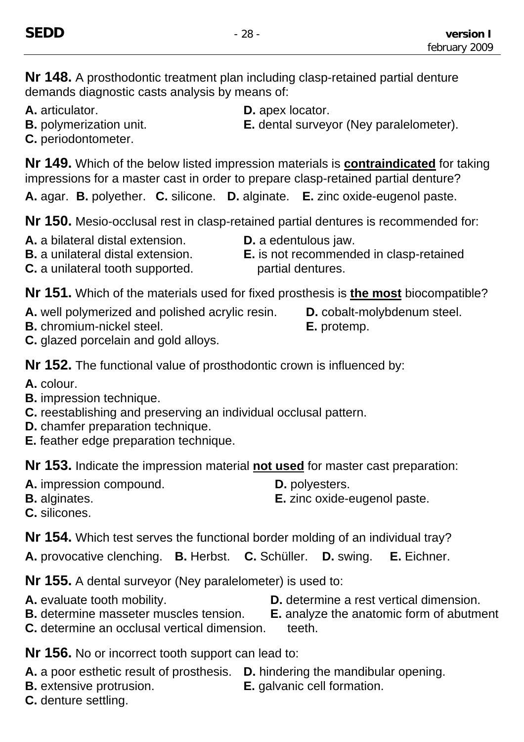**Nr 148.** A prosthodontic treatment plan including clasp-retained partial denture demands diagnostic casts analysis by means of:

**A.** articulator.
**B.** polymerization unit.
**C.** periodontometer.
**D.** apex locator.
**E.** dental surveyor (Ney paralelometer).

**Nr 149.** Which of the below listed impression materials is **contraindicated** for taking impressions for a master cast in order to prepare clasp-retained partial denture?

**A.** agar. **B.** polyether. **C.** silicone. **D.** alginate. **E.** zinc oxide-eugenol paste.

**Nr 150.** Mesio-occlusal rest in clasp-retained partial dentures is recommended for:

**A.** a bilateral distal extension.
**B.** a unilateral distal extension.
**C.** a unilateral tooth supported.
**D.** a edentulous jaw.
**E.** is not recommended in clasp-retained partial dentures.

**Nr 151.** Which of the materials used for fixed prosthesis is **the most** biocompatible?

**A.** well polymerized and polished acrylic resin.
**B.** chromium-nickel steel.
**C.** glazed porcelain and gold alloys.
**D.** cobalt-molybdenum steel.
**E.** protemp.

**Nr 152.** The functional value of prosthodontic crown is influenced by:

**A.** colour.
**B.** impression technique.
**C.** reestablishing and preserving an individual occlusal pattern.
**D.** chamfer preparation technique.
**E.** feather edge preparation technique.

**Nr 153.** Indicate the impression material **not used** for master cast preparation:

**A.** impression compound.
**B.** alginates.
**C.** silicones.
**D.** polyesters.
**E.** zinc oxide-eugenol paste.

**Nr 154.** Which test serves the functional border molding of an individual tray?

**A.** provocative clenching. **B.** Herbst. **C.** Schüller. **D.** swing. **E.** Eichner.

**Nr 155.** A dental surveyor (Ney paralelometer) is used to:

**A.** evaluate tooth mobility.
**B.** determine masseter muscles tension.
**C.** determine an occlusal vertical dimension.
**D.** determine a rest vertical dimension.
**E.** analyze the anatomic form of abutment teeth.

**Nr 156.** No or incorrect tooth support can lead to:

**A.** a poor esthetic result of prosthesis.
**B.** extensive protrusion.
**C.** denture settling.
**D.** hindering the mandibular opening.
**E.** galvanic cell formation.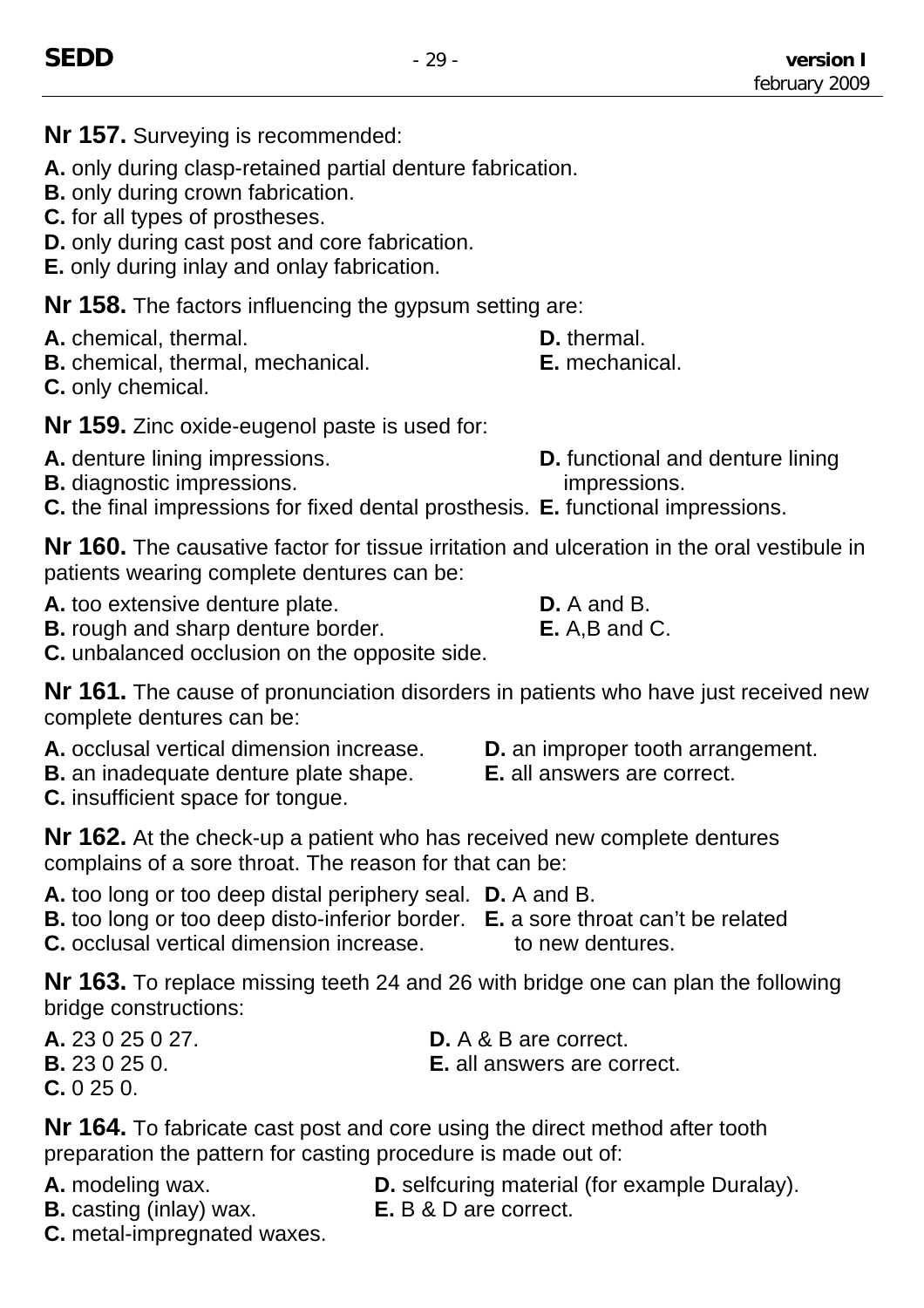**Nr 157.** Surveying is recommended:

**A.** only during clasp-retained partial denture fabrication.
**B.** only during crown fabrication.
**C.** for all types of prostheses.
**D.** only during cast post and core fabrication.
**E.** only during inlay and onlay fabrication.

**Nr 158.** The factors influencing the gypsum setting are:

**A.** chemical, thermal.
**B.** chemical, thermal, mechanical.
**C.** only chemical.
**D.** thermal.
**E.** mechanical.

**Nr 159.** Zinc oxide-eugenol paste is used for:

**A.** denture lining impressions.
**B.** diagnostic impressions.
**C.** the final impressions for fixed dental prosthesis.
**D.** functional and denture lining impressions.
**E.** functional impressions.

**Nr 160.** The causative factor for tissue irritation and ulceration in the oral vestibule in patients wearing complete dentures can be:

**A.** too extensive denture plate.
**B.** rough and sharp denture border.
**C.** unbalanced occlusion on the opposite side.
**D.** A and B.
**E.** A,B and C.

**Nr 161.** The cause of pronunciation disorders in patients who have just received new complete dentures can be:

**A.** occlusal vertical dimension increase.
**B.** an inadequate denture plate shape.
**C.** insufficient space for tongue.
**D.** an improper tooth arrangement.
**E.** all answers are correct.

**Nr 162.** At the check-up a patient who has received new complete dentures complains of a sore throat. The reason for that can be:

**A.** too long or too deep distal periphery seal.
**B.** too long or too deep disto-inferior border.
**C.** occlusal vertical dimension increase.
**D.** A and B.
**E.** a sore throat can't be related to new dentures.

**Nr 163.** To replace missing teeth 24 and 26 with bridge one can plan the following bridge constructions:

**A.** 23 0 25 0 27.
**B.** 23 0 25 0.
**C.** 0 25 0.
**D.** A & B are correct.
**E.** all answers are correct.

**Nr 164.** To fabricate cast post and core using the direct method after tooth preparation the pattern for casting procedure is made out of:

**A.** modeling wax.
**B.** casting (inlay) wax.
**C.** metal-impregnated waxes.
**D.** selfcuring material (for example Duralay).
**E.** B & D are correct.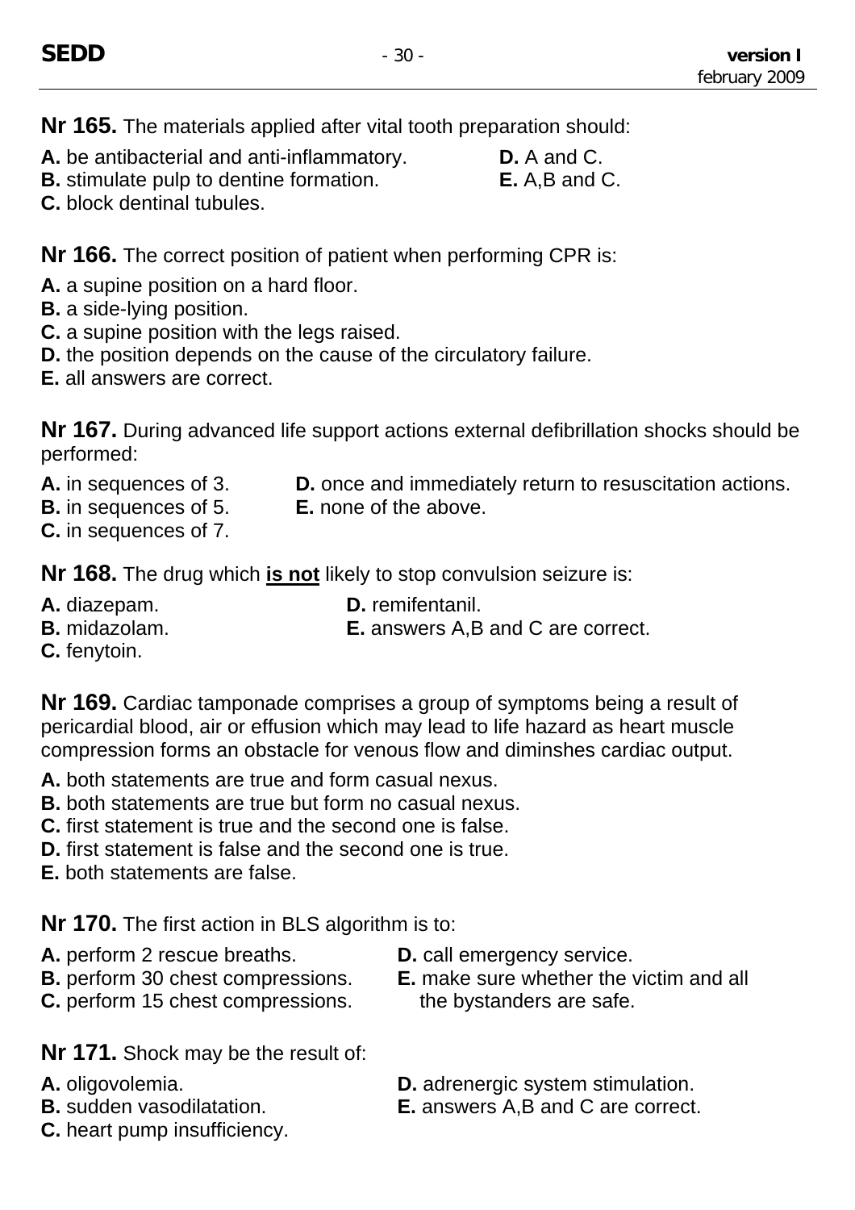**Nr 165.** The materials applied after vital tooth preparation should:

**A.** be antibacterial and anti-inflammatory.
**B.** stimulate pulp to dentine formation.
**C.** block dentinal tubules.
**D.** A and C.
**E.** A,B and C.

**Nr 166.** The correct position of patient when performing CPR is:

**A.** a supine position on a hard floor.
**B.** a side-lying position.
**C.** a supine position with the legs raised.
**D.** the position depends on the cause of the circulatory failure.
**E.** all answers are correct.

**Nr 167.** During advanced life support actions external defibrillation shocks should be performed:

**A.** in sequences of 3.
**B.** in sequences of 5.
**C.** in sequences of 7.
**D.** once and immediately return to resuscitation actions.
**E.** none of the above.

**Nr 168.** The drug which **is not** likely to stop convulsion seizure is:

**A.** diazepam.
**B.** midazolam.
**C.** fenytoin.
**D.** remifentanil.
**E.** answers A,B and C are correct.

**Nr 169.** Cardiac tamponade comprises a group of symptoms being a result of pericardial blood, air or effusion which may lead to life hazard as heart muscle compression forms an obstacle for venous flow and diminshes cardiac output.

**A.** both statements are true and form casual nexus.
**B.** both statements are true but form no casual nexus.
**C.** first statement is true and the second one is false.
**D.** first statement is false and the second one is true.
**E.** both statements are false.

**Nr 170.** The first action in BLS algorithm is to:

**A.** perform 2 rescue breaths.
**B.** perform 30 chest compressions.
**C.** perform 15 chest compressions.
**D.** call emergency service.
**E.** make sure whether the victim and all the bystanders are safe.

**Nr 171.** Shock may be the result of:

**A.** oligovolemia.
**B.** sudden vasodilatation.
**C.** heart pump insufficiency.
**D.** adrenergic system stimulation.
**E.** answers A,B and C are correct.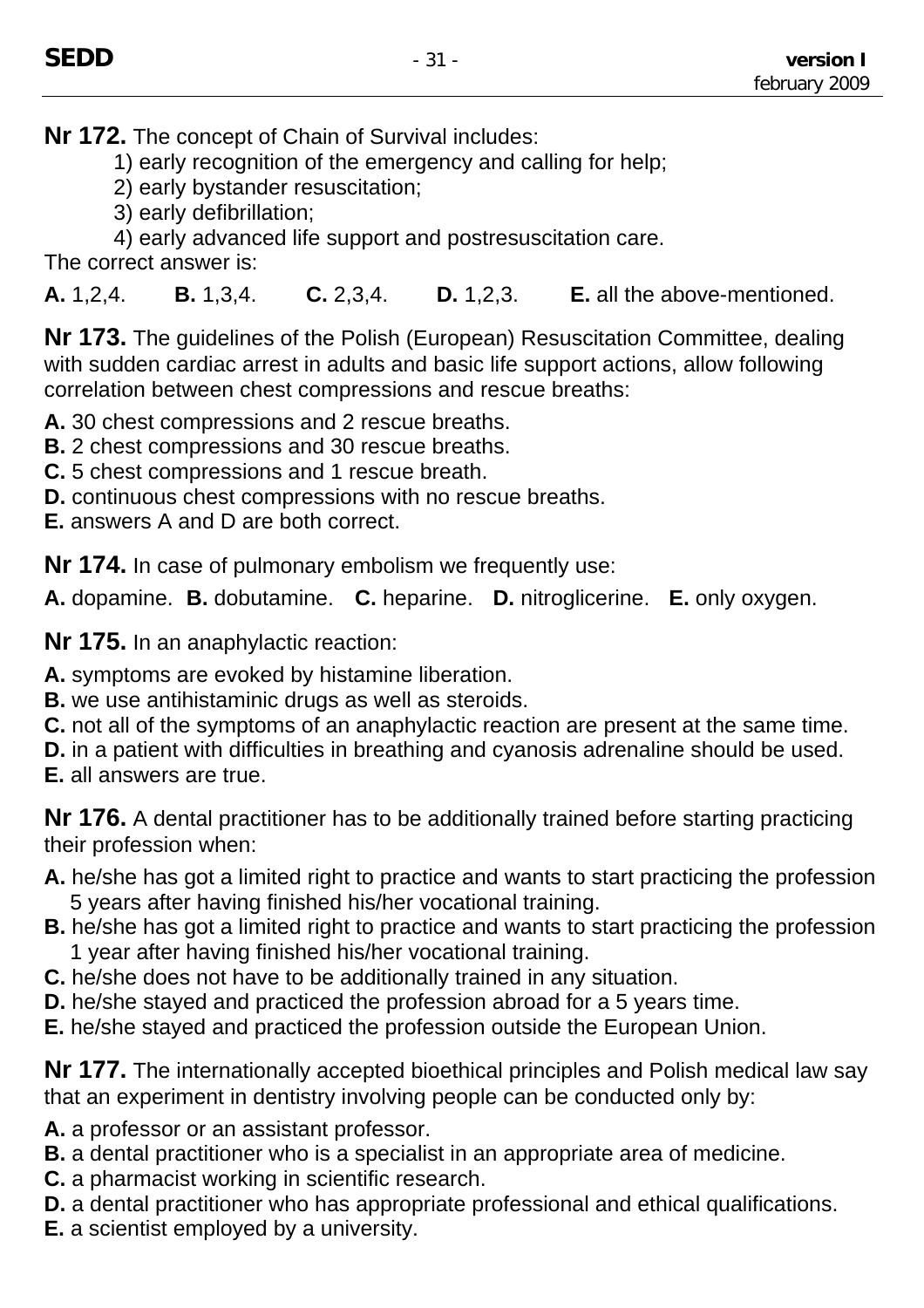**Nr 172.** The concept of Chain of Survival includes:

1) early recognition of the emergency and calling for help;
2) early bystander resuscitation;
3) early defibrillation;
4) early advanced life support and postresuscitation care.

The correct answer is:

**A.** 1,2,4. **B.** 1,3,4. **C.** 2,3,4. **D.** 1,2,3. **E.** all the above-mentioned.

**Nr 173.** The guidelines of the Polish (European) Resuscitation Committee, dealing with sudden cardiac arrest in adults and basic life support actions, allow following correlation between chest compressions and rescue breaths:

**A.** 30 chest compressions and 2 rescue breaths.
**B.** 2 chest compressions and 30 rescue breaths.
**C.** 5 chest compressions and 1 rescue breath.
**D.** continuous chest compressions with no rescue breaths.
**E.** answers A and D are both correct.

**Nr 174.** In case of pulmonary embolism we frequently use:

**A.** dopamine. **B.** dobutamine. **C.** heparine. **D.** nitroglicerine. **E.** only oxygen.

**Nr 175.** In an anaphylactic reaction:

**A.** symptoms are evoked by histamine liberation.
**B.** we use antihistaminic drugs as well as steroids.
**C.** not all of the symptoms of an anaphylactic reaction are present at the same time.
**D.** in a patient with difficulties in breathing and cyanosis adrenaline should be used.
**E.** all answers are true.

**Nr 176.** A dental practitioner has to be additionally trained before starting practicing their profession when:

**A.** he/she has got a limited right to practice and wants to start practicing the profession 5 years after having finished his/her vocational training.
**B.** he/she has got a limited right to practice and wants to start practicing the profession 1 year after having finished his/her vocational training.
**C.** he/she does not have to be additionally trained in any situation.
**D.** he/she stayed and practiced the profession abroad for a 5 years time.
**E.** he/she stayed and practiced the profession outside the European Union.

**Nr 177.** The internationally accepted bioethical principles and Polish medical law say that an experiment in dentistry involving people can be conducted only by:

**A.** a professor or an assistant professor.
**B.** a dental practitioner who is a specialist in an appropriate area of medicine.
**C.** a pharmacist working in scientific research.
**D.** a dental practitioner who has appropriate professional and ethical qualifications.
**E.** a scientist employed by a university.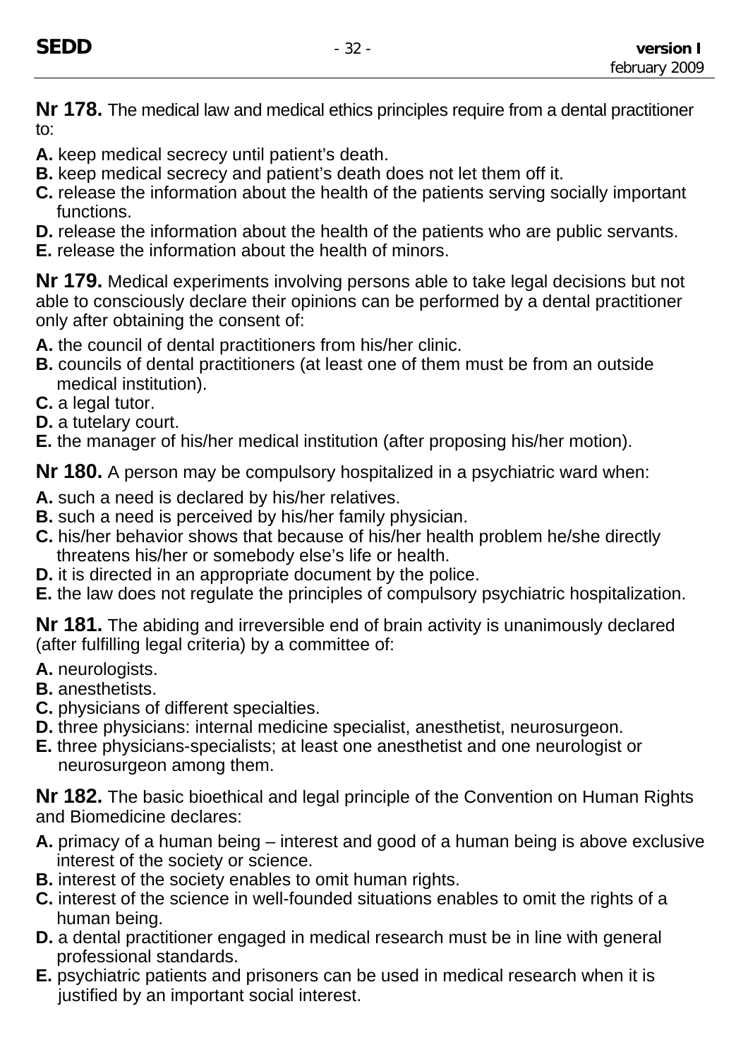**Nr 178.** The medical law and medical ethics principles require from a dental practitioner to:

**A.** keep medical secrecy until patient's death.
**B.** keep medical secrecy and patient's death does not let them off it.
**C.** release the information about the health of the patients serving socially important functions.
**D.** release the information about the health of the patients who are public servants.
**E.** release the information about the health of minors.

**Nr 179.** Medical experiments involving persons able to take legal decisions but not able to consciously declare their opinions can be performed by a dental practitioner only after obtaining the consent of:

**A.** the council of dental practitioners from his/her clinic.
**B.** councils of dental practitioners (at least one of them must be from an outside medical institution).
**C.** a legal tutor.
**D.** a tutelary court.
**E.** the manager of his/her medical institution (after proposing his/her motion).

**Nr 180.** A person may be compulsory hospitalized in a psychiatric ward when:

**A.** such a need is declared by his/her relatives.
**B.** such a need is perceived by his/her family physician.
**C.** his/her behavior shows that because of his/her health problem he/she directly threatens his/her or somebody else's life or health.
**D.** it is directed in an appropriate document by the police.
**E.** the law does not regulate the principles of compulsory psychiatric hospitalization.

**Nr 181.** The abiding and irreversible end of brain activity is unanimously declared (after fulfilling legal criteria) by a committee of:

**A.** neurologists.
**B.** anesthetists.
**C.** physicians of different specialties.
**D.** three physicians: internal medicine specialist, anesthetist, neurosurgeon.
**E.** three physicians-specialists; at least one anesthetist and one neurologist or neurosurgeon among them.

**Nr 182.** The basic bioethical and legal principle of the Convention on Human Rights and Biomedicine declares:

**A.** primacy of a human being – interest and good of a human being is above exclusive interest of the society or science.
**B.** interest of the society enables to omit human rights.
**C.** interest of the science in well-founded situations enables to omit the rights of a human being.
**D.** a dental practitioner engaged in medical research must be in line with general professional standards.
**E.** psychiatric patients and prisoners can be used in medical research when it is justified by an important social interest.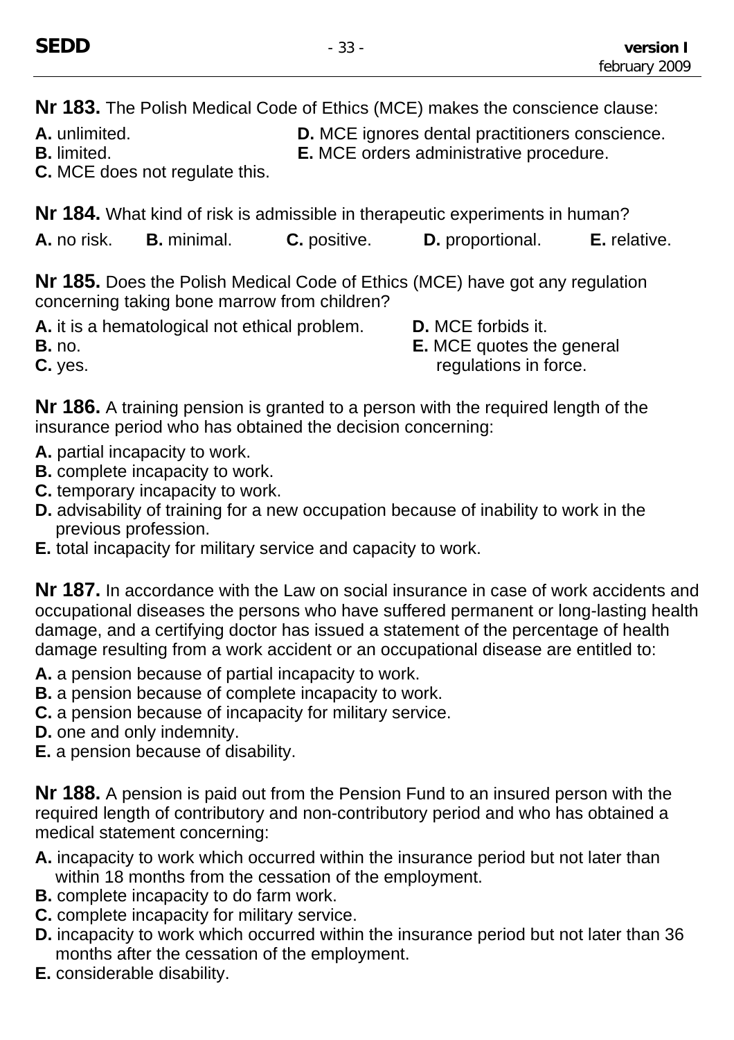**Nr 183.** The Polish Medical Code of Ethics (MCE) makes the conscience clause:

**A.** unlimited.
**B.** limited.
**C.** MCE does not regulate this.
**D.** MCE ignores dental practitioners conscience.
**E.** MCE orders administrative procedure.

**Nr 184.** What kind of risk is admissible in therapeutic experiments in human?

**A.** no risk. **B.** minimal. **C.** positive. **D.** proportional. **E.** relative.

**Nr 185.** Does the Polish Medical Code of Ethics (MCE) have got any regulation concerning taking bone marrow from children?

**A.** it is a hematological not ethical problem.
**B.** no.
**C.** yes.
**D.** MCE forbids it.
**E.** MCE quotes the general regulations in force.

**Nr 186.** A training pension is granted to a person with the required length of the insurance period who has obtained the decision concerning:

**A.** partial incapacity to work.
**B.** complete incapacity to work.
**C.** temporary incapacity to work.
**D.** advisability of training for a new occupation because of inability to work in the previous profession.
**E.** total incapacity for military service and capacity to work.

**Nr 187.** In accordance with the Law on social insurance in case of work accidents and occupational diseases the persons who have suffered permanent or long-lasting health damage, and a certifying doctor has issued a statement of the percentage of health damage resulting from a work accident or an occupational disease are entitled to:

**A.** a pension because of partial incapacity to work.
**B.** a pension because of complete incapacity to work.
**C.** a pension because of incapacity for military service.
**D.** one and only indemnity.
**E.** a pension because of disability.

**Nr 188.** A pension is paid out from the Pension Fund to an insured person with the required length of contributory and non-contributory period and who has obtained a medical statement concerning:

**A.** incapacity to work which occurred within the insurance period but not later than within 18 months from the cessation of the employment.
**B.** complete incapacity to do farm work.
**C.** complete incapacity for military service.
**D.** incapacity to work which occurred within the insurance period but not later than 36 months after the cessation of the employment.
**E.** considerable disability.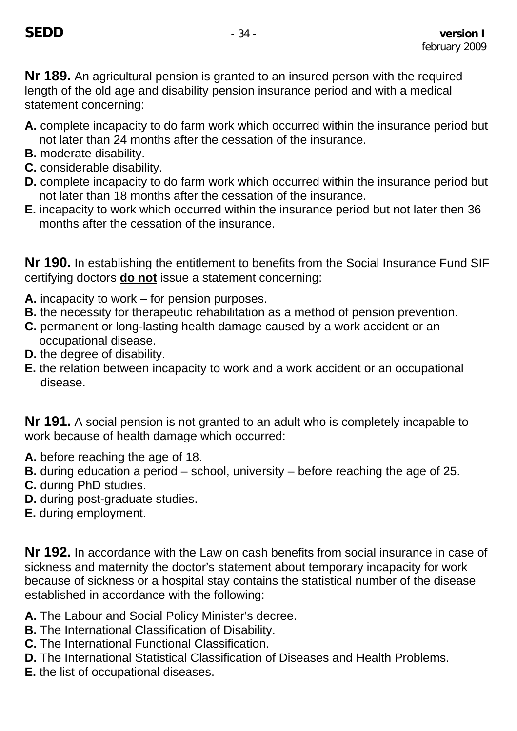**Nr 189.** An agricultural pension is granted to an insured person with the required length of the old age and disability pension insurance period and with a medical statement concerning:

**A.** complete incapacity to do farm work which occurred within the insurance period but not later than 24 months after the cessation of the insurance.
**B.** moderate disability.
**C.** considerable disability.
**D.** complete incapacity to do farm work which occurred within the insurance period but not later than 18 months after the cessation of the insurance.
**E.** incapacity to work which occurred within the insurance period but not later then 36 months after the cessation of the insurance.

**Nr 190.** In establishing the entitlement to benefits from the Social Insurance Fund SIF certifying doctors **do not** issue a statement concerning:

**A.** incapacity to work – for pension purposes.
**B.** the necessity for therapeutic rehabilitation as a method of pension prevention.
**C.** permanent or long-lasting health damage caused by a work accident or an occupational disease.
**D.** the degree of disability.
**E.** the relation between incapacity to work and a work accident or an occupational disease.

**Nr 191.** A social pension is not granted to an adult who is completely incapable to work because of health damage which occurred:

**A.** before reaching the age of 18.
**B.** during education a period – school, university – before reaching the age of 25.
**C.** during PhD studies.
**D.** during post-graduate studies.
**E.** during employment.

**Nr 192.** In accordance with the Law on cash benefits from social insurance in case of sickness and maternity the doctor's statement about temporary incapacity for work because of sickness or a hospital stay contains the statistical number of the disease established in accordance with the following:

**A.** The Labour and Social Policy Minister's decree.
**B.** The International Classification of Disability.
**C.** The International Functional Classification.
**D.** The International Statistical Classification of Diseases and Health Problems.
**E.** the list of occupational diseases.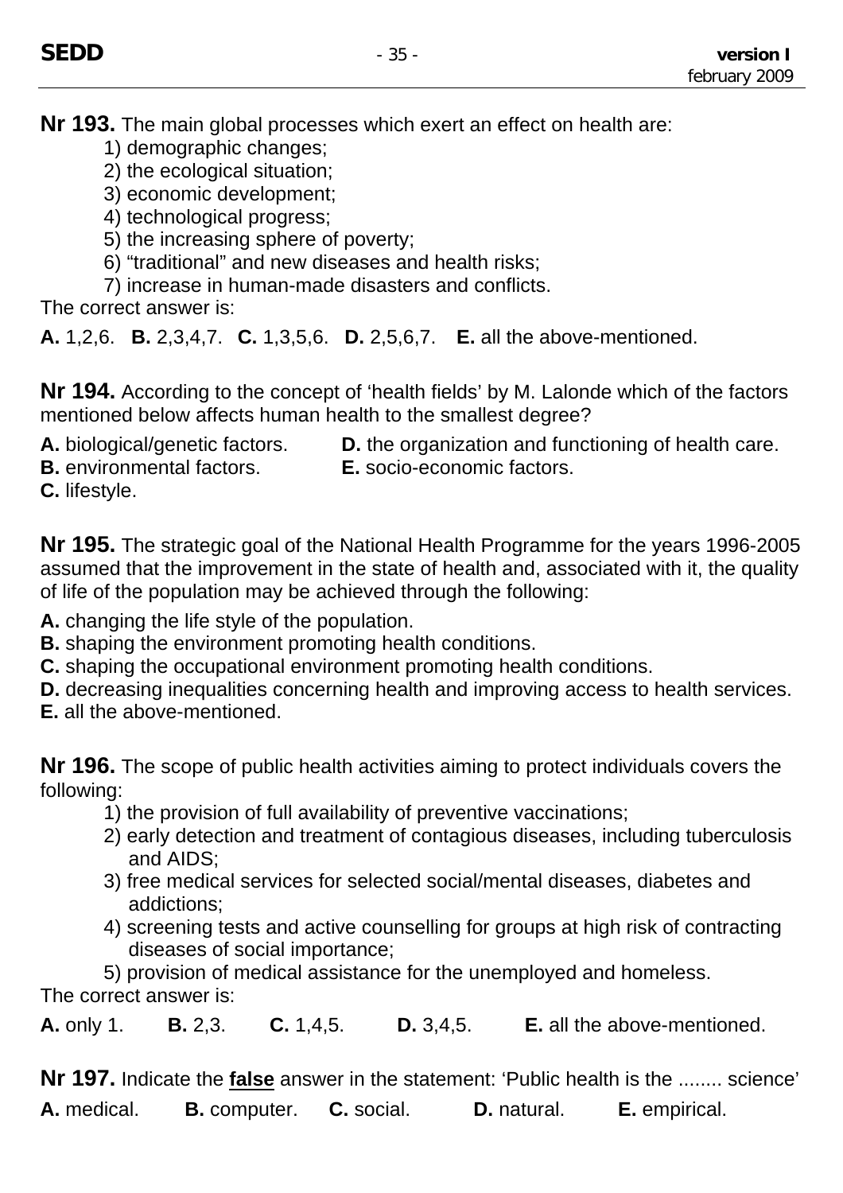**Nr 193.** The main global processes which exert an effect on health are:

1) demographic changes;
2) the ecological situation;
3) economic development;
4) technological progress;
5) the increasing sphere of poverty;
6) "traditional" and new diseases and health risks;
7) increase in human-made disasters and conflicts.

The correct answer is:

**A.** 1,2,6. **B.** 2,3,4,7. **C.** 1,3,5,6. **D.** 2,5,6,7. **E.** all the above-mentioned.

**Nr 194.** According to the concept of 'health fields' by M. Lalonde which of the factors mentioned below affects human health to the smallest degree?

**A.** biological/genetic factors.
**B.** environmental factors.
**C.** lifestyle.
**D.** the organization and functioning of health care.
**E.** socio-economic factors.

**Nr 195.** The strategic goal of the National Health Programme for the years 1996-2005 assumed that the improvement in the state of health and, associated with it, the quality of life of the population may be achieved through the following:

**A.** changing the life style of the population.
**B.** shaping the environment promoting health conditions.
**C.** shaping the occupational environment promoting health conditions.
**D.** decreasing inequalities concerning health and improving access to health services.
**E.** all the above-mentioned.

**Nr 196.** The scope of public health activities aiming to protect individuals covers the following:

1) the provision of full availability of preventive vaccinations;
2) early detection and treatment of contagious diseases, including tuberculosis and AIDS;
3) free medical services for selected social/mental diseases, diabetes and addictions;
4) screening tests and active counselling for groups at high risk of contracting diseases of social importance;
5) provision of medical assistance for the unemployed and homeless.

The correct answer is:

**A.** only 1. **B.** 2,3. **C.** 1,4,5. **D.** 3,4,5. **E.** all the above-mentioned.

**Nr 197.** Indicate the **false** answer in the statement: 'Public health is the ........ science'

**A.** medical. **B.** computer. **C.** social. **D.** natural. **E.** empirical.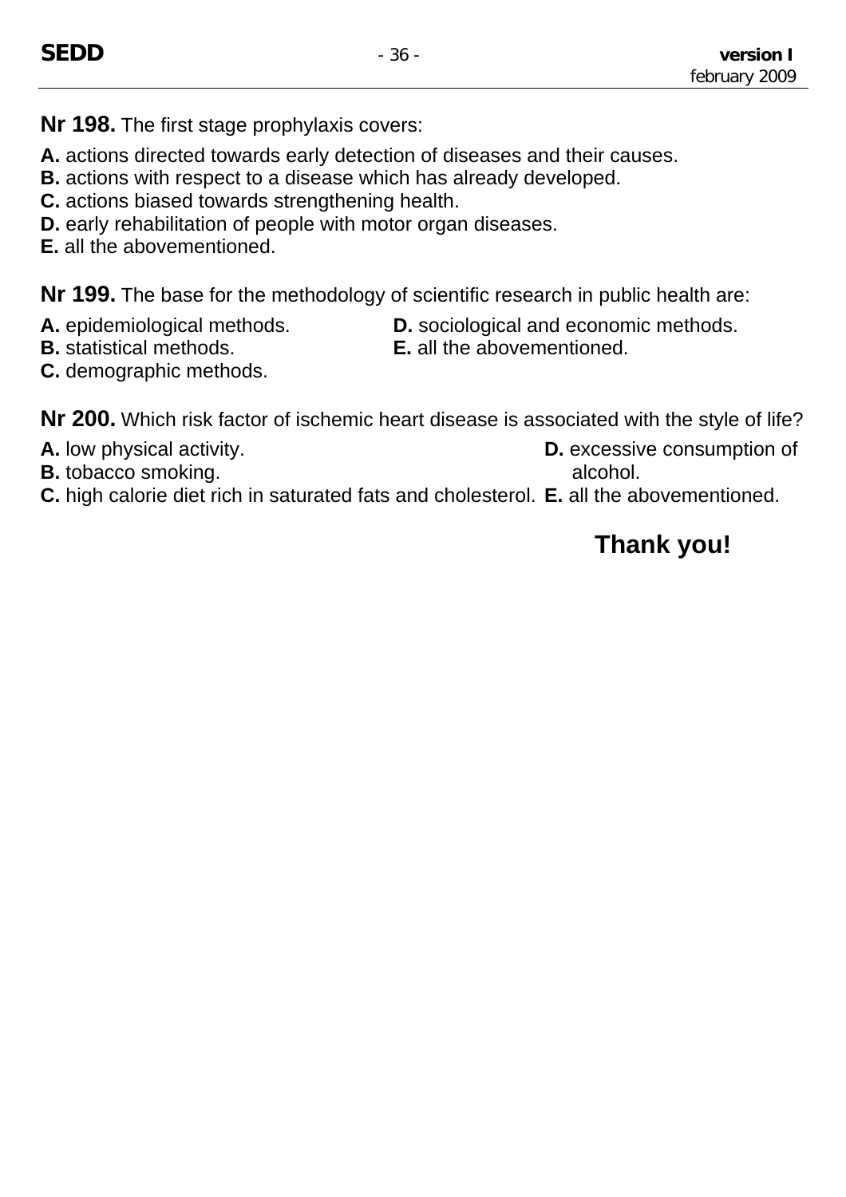**Nr 198.** The first stage prophylaxis covers:

**A.** actions directed towards early detection of diseases and their causes.
**B.** actions with respect to a disease which has already developed.
**C.** actions biased towards strengthening health.
**D.** early rehabilitation of people with motor organ diseases.
**E.** all the abovementioned.

**Nr 199.** The base for the methodology of scientific research in public health are:

**A.** epidemiological methods.
**B.** statistical methods.
**C.** demographic methods.
**D.** sociological and economic methods.
**E.** all the abovementioned.

**Nr 200.** Which risk factor of ischemic heart disease is associated with the style of life?

**A.** low physical activity.
**B.** tobacco smoking.
**C.** high calorie diet rich in saturated fats and cholesterol.
**D.** excessive consumption of alcohol.
**E.** all the abovementioned.

**Thank you!**